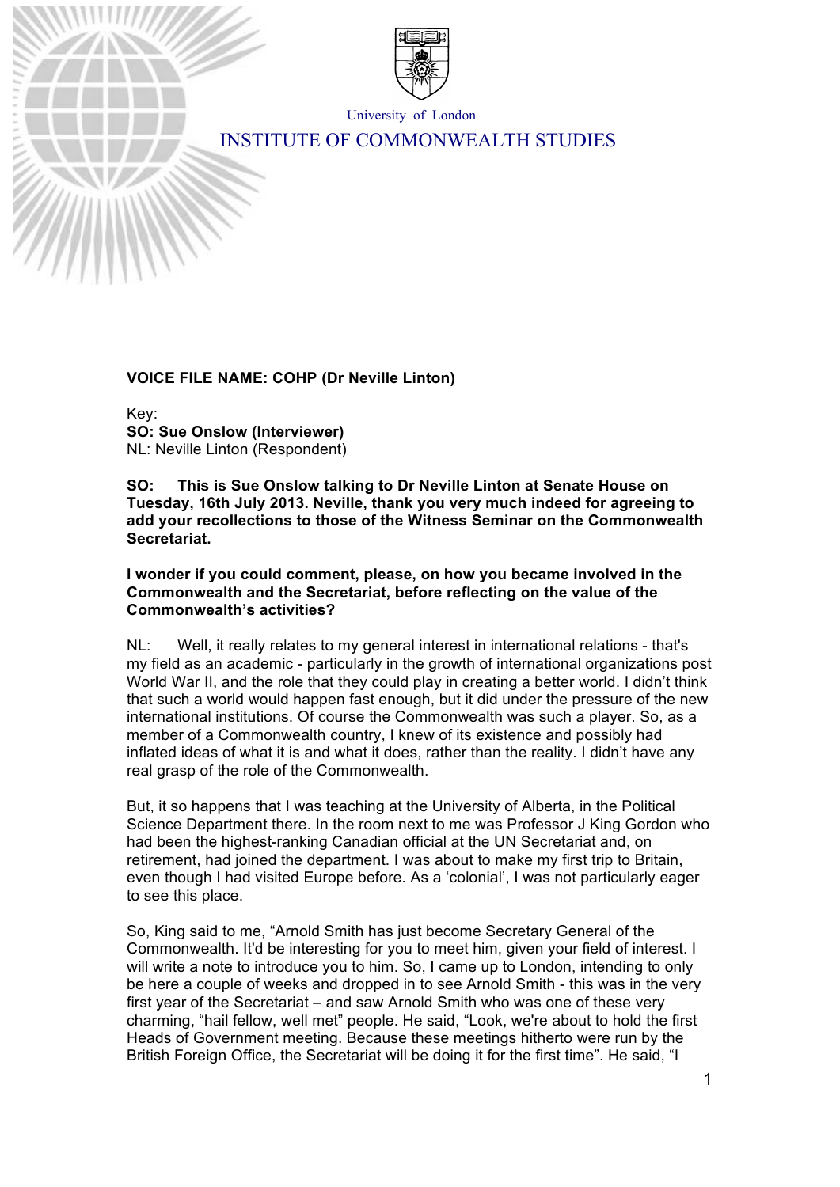University of London

INSTITUTE OF COMMONWEALTH STUDIES

**VOICE FILE NAME: COHP (Dr Neville Linton)**

Key:
**SO: Sue Onslow (Interviewer)**
NL: Neville Linton (Respondent)

**SO: This is Sue Onslow talking to Dr Neville Linton at Senate House on Tuesday, 16th July 2013. Neville, thank you very much indeed for agreeing to add your recollections to those of the Witness Seminar on the Commonwealth Secretariat.**

**I wonder if you could comment, please, on how you became involved in the Commonwealth and the Secretariat, before reflecting on the value of the Commonwealth's activities?**

NL: Well, it really relates to my general interest in international relations - that's my field as an academic - particularly in the growth of international organizations post World War II, and the role that they could play in creating a better world. I didn't think that such a world would happen fast enough, but it did under the pressure of the new international institutions. Of course the Commonwealth was such a player. So, as a member of a Commonwealth country, I knew of its existence and possibly had inflated ideas of what it is and what it does, rather than the reality. I didn't have any real grasp of the role of the Commonwealth.

But, it so happens that I was teaching at the University of Alberta, in the Political Science Department there. In the room next to me was Professor J King Gordon who had been the highest-ranking Canadian official at the UN Secretariat and, on retirement, had joined the department. I was about to make my first trip to Britain, even though I had visited Europe before. As a 'colonial', I was not particularly eager to see this place.

So, King said to me, "Arnold Smith has just become Secretary General of the Commonwealth. It'd be interesting for you to meet him, given your field of interest. I will write a note to introduce you to him. So, I came up to London, intending to only be here a couple of weeks and dropped in to see Arnold Smith - this was in the very first year of the Secretariat – and saw Arnold Smith who was one of these very charming, "hail fellow, well met" people. He said, "Look, we're about to hold the first Heads of Government meeting. Because these meetings hitherto were run by the British Foreign Office, the Secretariat will be doing it for the first time". He said, "I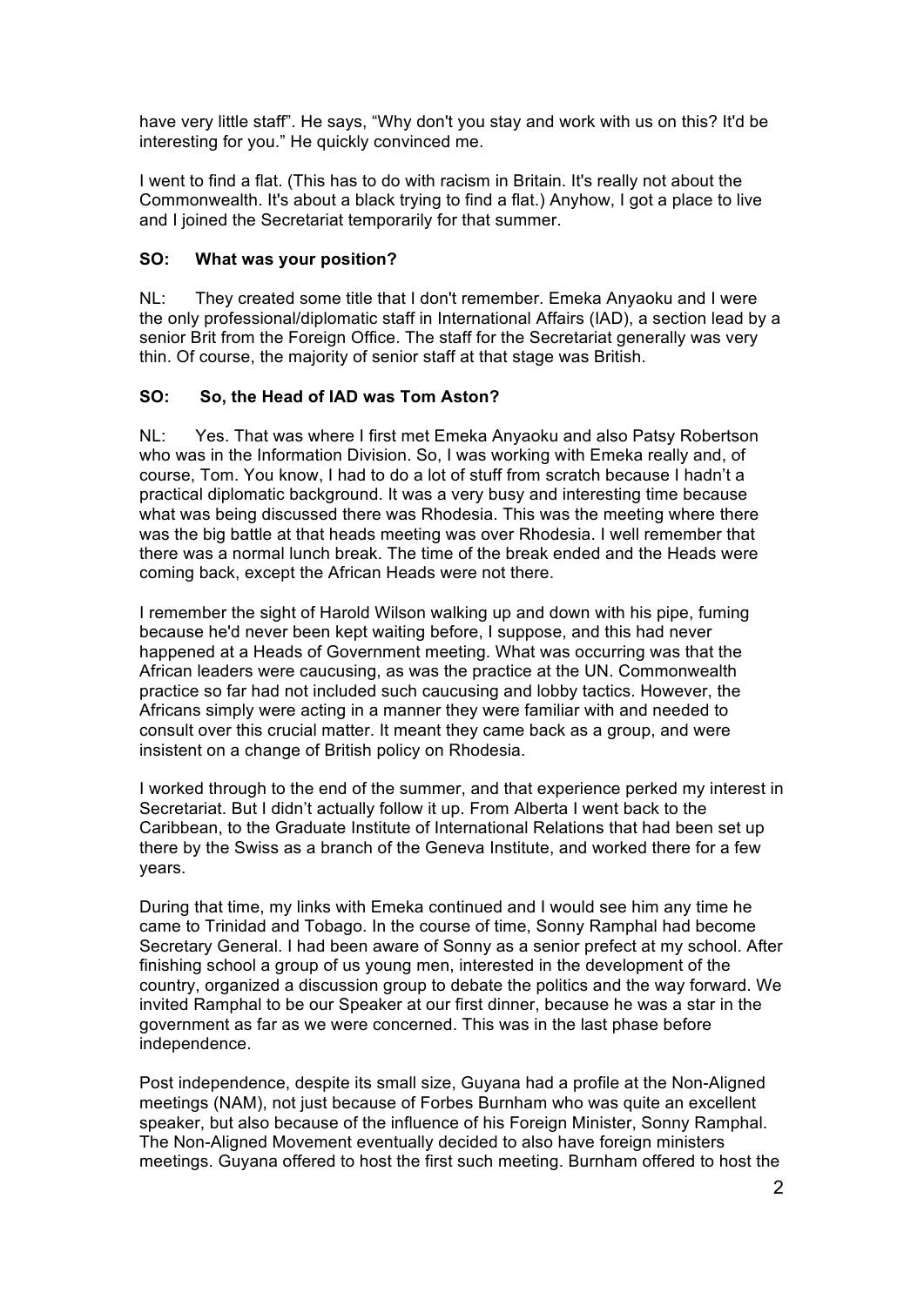have very little staff". He says, "Why don't you stay and work with us on this? It'd be interesting for you." He quickly convinced me.

I went to find a flat. (This has to do with racism in Britain. It's really not about the Commonwealth. It's about a black trying to find a flat.) Anyhow, I got a place to live and I joined the Secretariat temporarily for that summer.

**SO: What was your position?**

NL: They created some title that I don't remember. Emeka Anyaoku and I were the only professional/diplomatic staff in International Affairs (IAD), a section lead by a senior Brit from the Foreign Office. The staff for the Secretariat generally was very thin. Of course, the majority of senior staff at that stage was British.

**SO: So, the Head of IAD was Tom Aston?**

NL: Yes. That was where I first met Emeka Anyaoku and also Patsy Robertson who was in the Information Division. So, I was working with Emeka really and, of course, Tom. You know, I had to do a lot of stuff from scratch because I hadn't a practical diplomatic background. It was a very busy and interesting time because what was being discussed there was Rhodesia. This was the meeting where there was the big battle at that heads meeting was over Rhodesia. I well remember that there was a normal lunch break. The time of the break ended and the Heads were coming back, except the African Heads were not there.

I remember the sight of Harold Wilson walking up and down with his pipe, fuming because he'd never been kept waiting before, I suppose, and this had never happened at a Heads of Government meeting. What was occurring was that the African leaders were caucusing, as was the practice at the UN. Commonwealth practice so far had not included such caucusing and lobby tactics. However, the Africans simply were acting in a manner they were familiar with and needed to consult over this crucial matter. It meant they came back as a group, and were insistent on a change of British policy on Rhodesia.

I worked through to the end of the summer, and that experience perked my interest in Secretariat. But I didn't actually follow it up. From Alberta I went back to the Caribbean, to the Graduate Institute of International Relations that had been set up there by the Swiss as a branch of the Geneva Institute, and worked there for a few years.

During that time, my links with Emeka continued and I would see him any time he came to Trinidad and Tobago. In the course of time, Sonny Ramphal had become Secretary General. I had been aware of Sonny as a senior prefect at my school. After finishing school a group of us young men, interested in the development of the country, organized a discussion group to debate the politics and the way forward. We invited Ramphal to be our Speaker at our first dinner, because he was a star in the government as far as we were concerned. This was in the last phase before independence.

Post independence, despite its small size, Guyana had a profile at the Non-Aligned meetings (NAM), not just because of Forbes Burnham who was quite an excellent speaker, but also because of the influence of his Foreign Minister, Sonny Ramphal. The Non-Aligned Movement eventually decided to also have foreign ministers meetings. Guyana offered to host the first such meeting. Burnham offered to host the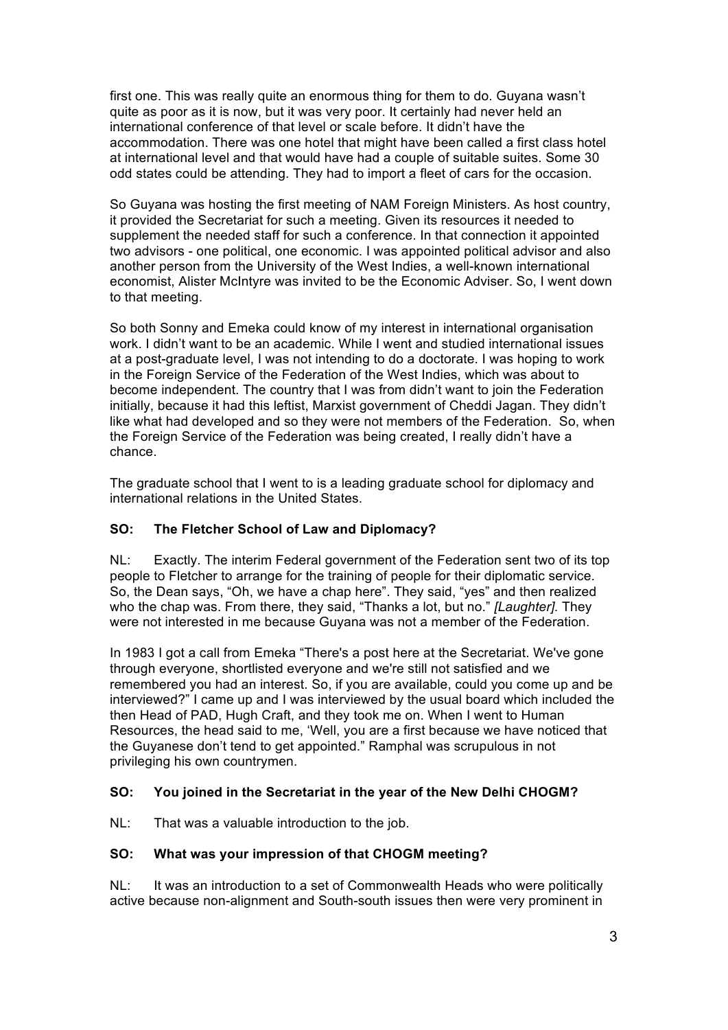first one. This was really quite an enormous thing for them to do. Guyana wasn't quite as poor as it is now, but it was very poor. It certainly had never held an international conference of that level or scale before. It didn't have the accommodation. There was one hotel that might have been called a first class hotel at international level and that would have had a couple of suitable suites. Some 30 odd states could be attending. They had to import a fleet of cars for the occasion.

So Guyana was hosting the first meeting of NAM Foreign Ministers. As host country, it provided the Secretariat for such a meeting. Given its resources it needed to supplement the needed staff for such a conference. In that connection it appointed two advisors - one political, one economic. I was appointed political advisor and also another person from the University of the West Indies, a well-known international economist, Alister McIntyre was invited to be the Economic Adviser. So, I went down to that meeting.

So both Sonny and Emeka could know of my interest in international organisation work. I didn't want to be an academic. While I went and studied international issues at a post-graduate level, I was not intending to do a doctorate. I was hoping to work in the Foreign Service of the Federation of the West Indies, which was about to become independent. The country that I was from didn't want to join the Federation initially, because it had this leftist, Marxist government of Cheddi Jagan. They didn't like what had developed and so they were not members of the Federation. So, when the Foreign Service of the Federation was being created, I really didn't have a chance.

The graduate school that I went to is a leading graduate school for diplomacy and international relations in the United States.

**SO: The Fletcher School of Law and Diplomacy?**

NL: Exactly. The interim Federal government of the Federation sent two of its top people to Fletcher to arrange for the training of people for their diplomatic service. So, the Dean says, "Oh, we have a chap here". They said, "yes" and then realized who the chap was. From there, they said, "Thanks a lot, but no." *[Laughter].* They were not interested in me because Guyana was not a member of the Federation.

In 1983 I got a call from Emeka "There's a post here at the Secretariat. We've gone through everyone, shortlisted everyone and we're still not satisfied and we remembered you had an interest. So, if you are available, could you come up and be interviewed?" I came up and I was interviewed by the usual board which included the then Head of PAD, Hugh Craft, and they took me on. When I went to Human Resources, the head said to me, 'Well, you are a first because we have noticed that the Guyanese don't tend to get appointed." Ramphal was scrupulous in not privileging his own countrymen.

**SO: You joined in the Secretariat in the year of the New Delhi CHOGM?**

NL: That was a valuable introduction to the job.

**SO: What was your impression of that CHOGM meeting?**

NL: It was an introduction to a set of Commonwealth Heads who were politically active because non-alignment and South-south issues then were very prominent in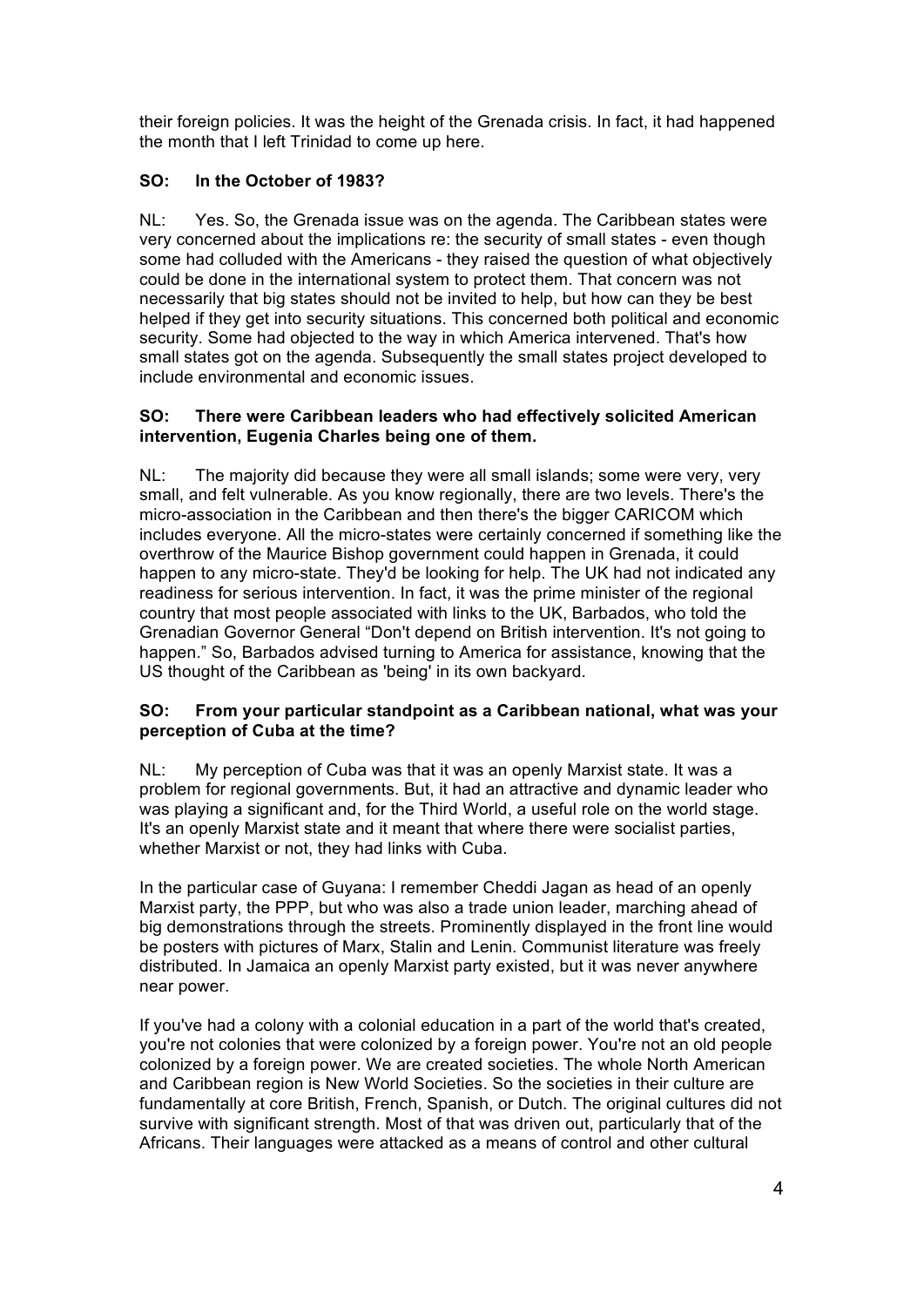their foreign policies. It was the height of the Grenada crisis. In fact, it had happened the month that I left Trinidad to come up here.

**SO: In the October of 1983?**

NL: Yes. So, the Grenada issue was on the agenda. The Caribbean states were very concerned about the implications re: the security of small states - even though some had colluded with the Americans - they raised the question of what objectively could be done in the international system to protect them. That concern was not necessarily that big states should not be invited to help, but how can they be best helped if they get into security situations. This concerned both political and economic security. Some had objected to the way in which America intervened. That's how small states got on the agenda. Subsequently the small states project developed to include environmental and economic issues.

**SO: There were Caribbean leaders who had effectively solicited American intervention, Eugenia Charles being one of them.**

NL: The majority did because they were all small islands; some were very, very small, and felt vulnerable. As you know regionally, there are two levels. There's the micro-association in the Caribbean and then there's the bigger CARICOM which includes everyone. All the micro-states were certainly concerned if something like the overthrow of the Maurice Bishop government could happen in Grenada, it could happen to any micro-state. They'd be looking for help. The UK had not indicated any readiness for serious intervention. In fact, it was the prime minister of the regional country that most people associated with links to the UK, Barbados, who told the Grenadian Governor General "Don't depend on British intervention. It's not going to happen." So, Barbados advised turning to America for assistance, knowing that the US thought of the Caribbean as 'being' in its own backyard.

**SO: From your particular standpoint as a Caribbean national, what was your perception of Cuba at the time?**

NL: My perception of Cuba was that it was an openly Marxist state. It was a problem for regional governments. But, it had an attractive and dynamic leader who was playing a significant and, for the Third World, a useful role on the world stage. It's an openly Marxist state and it meant that where there were socialist parties, whether Marxist or not, they had links with Cuba.

In the particular case of Guyana: I remember Cheddi Jagan as head of an openly Marxist party, the PPP, but who was also a trade union leader, marching ahead of big demonstrations through the streets. Prominently displayed in the front line would be posters with pictures of Marx, Stalin and Lenin. Communist literature was freely distributed. In Jamaica an openly Marxist party existed, but it was never anywhere near power.

If you've had a colony with a colonial education in a part of the world that's created, you're not colonies that were colonized by a foreign power. You're not an old people colonized by a foreign power. We are created societies. The whole North American and Caribbean region is New World Societies. So the societies in their culture are fundamentally at core British, French, Spanish, or Dutch. The original cultures did not survive with significant strength. Most of that was driven out, particularly that of the Africans. Their languages were attacked as a means of control and other cultural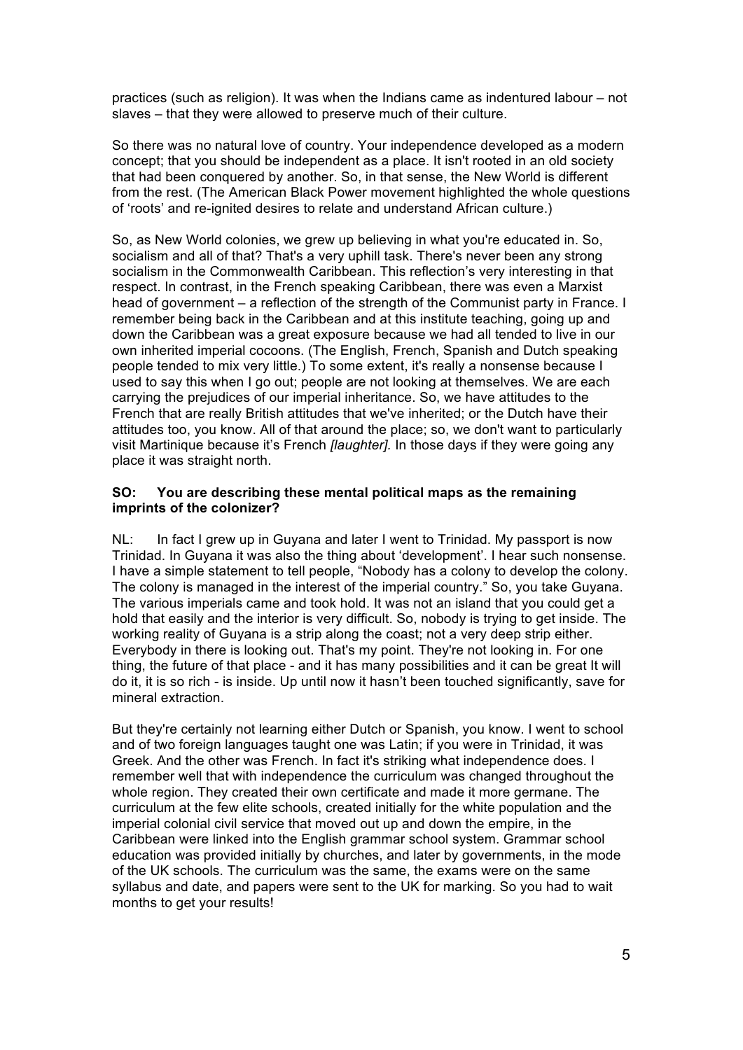practices (such as religion). It was when the Indians came as indentured labour – not slaves – that they were allowed to preserve much of their culture.

So there was no natural love of country. Your independence developed as a modern concept; that you should be independent as a place. It isn't rooted in an old society that had been conquered by another. So, in that sense, the New World is different from the rest. (The American Black Power movement highlighted the whole questions of 'roots' and re-ignited desires to relate and understand African culture.)

So, as New World colonies, we grew up believing in what you're educated in. So, socialism and all of that? That's a very uphill task. There's never been any strong socialism in the Commonwealth Caribbean. This reflection's very interesting in that respect. In contrast, in the French speaking Caribbean, there was even a Marxist head of government – a reflection of the strength of the Communist party in France. I remember being back in the Caribbean and at this institute teaching, going up and down the Caribbean was a great exposure because we had all tended to live in our own inherited imperial cocoons. (The English, French, Spanish and Dutch speaking people tended to mix very little.) To some extent, it's really a nonsense because I used to say this when I go out; people are not looking at themselves. We are each carrying the prejudices of our imperial inheritance. So, we have attitudes to the French that are really British attitudes that we've inherited; or the Dutch have their attitudes too, you know. All of that around the place; so, we don't want to particularly visit Martinique because it's French *[laughter]*. In those days if they were going any place it was straight north.

**SO: You are describing these mental political maps as the remaining imprints of the colonizer?**

NL: In fact I grew up in Guyana and later I went to Trinidad. My passport is now Trinidad. In Guyana it was also the thing about 'development'. I hear such nonsense. I have a simple statement to tell people, "Nobody has a colony to develop the colony. The colony is managed in the interest of the imperial country." So, you take Guyana. The various imperials came and took hold. It was not an island that you could get a hold that easily and the interior is very difficult. So, nobody is trying to get inside. The working reality of Guyana is a strip along the coast; not a very deep strip either. Everybody in there is looking out. That's my point. They're not looking in. For one thing, the future of that place - and it has many possibilities and it can be great It will do it, it is so rich - is inside. Up until now it hasn't been touched significantly, save for mineral extraction.

But they're certainly not learning either Dutch or Spanish, you know. I went to school and of two foreign languages taught one was Latin; if you were in Trinidad, it was Greek. And the other was French. In fact it's striking what independence does. I remember well that with independence the curriculum was changed throughout the whole region. They created their own certificate and made it more germane. The curriculum at the few elite schools, created initially for the white population and the imperial colonial civil service that moved out up and down the empire, in the Caribbean were linked into the English grammar school system. Grammar school education was provided initially by churches, and later by governments, in the mode of the UK schools. The curriculum was the same, the exams were on the same syllabus and date, and papers were sent to the UK for marking. So you had to wait months to get your results!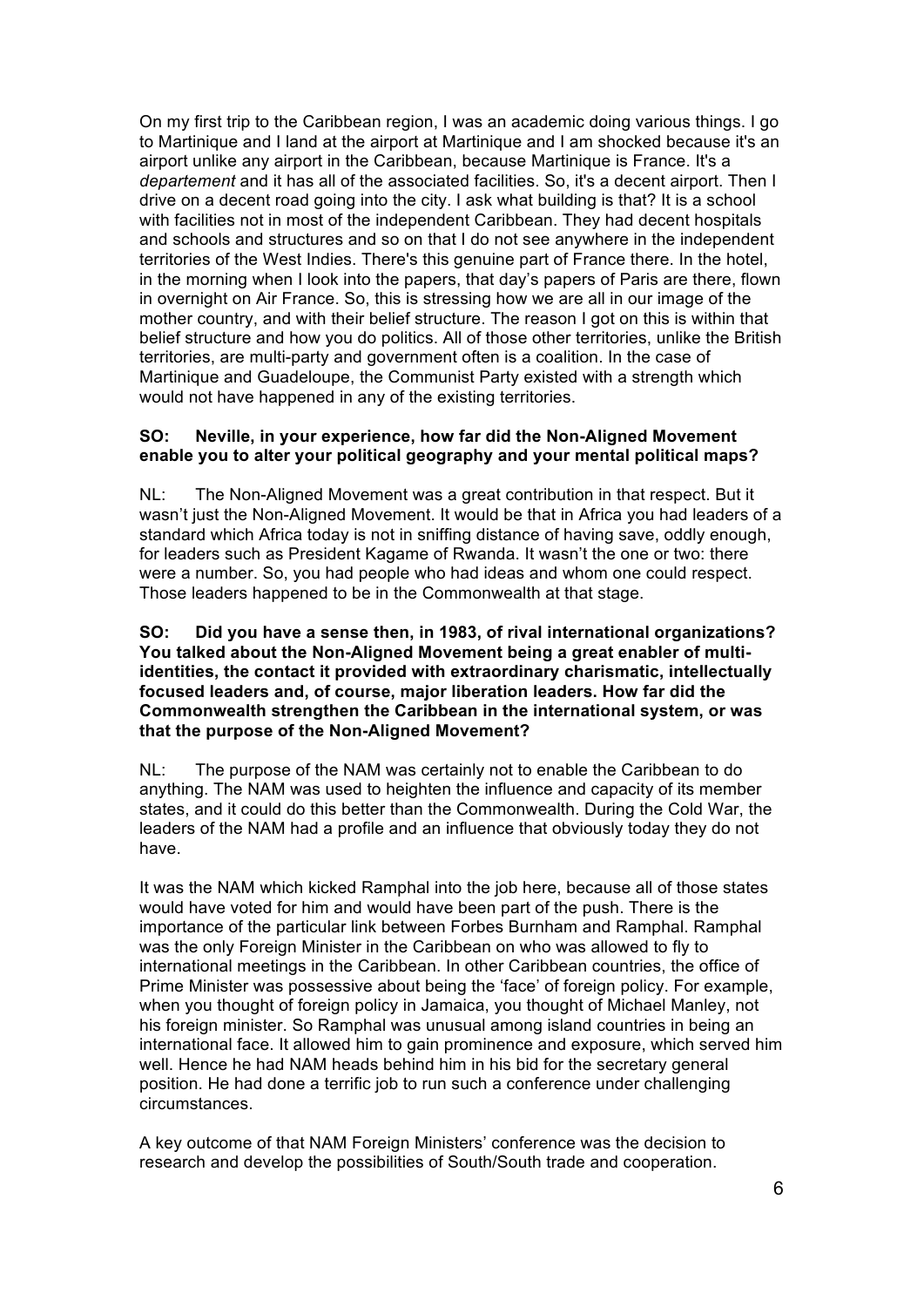On my first trip to the Caribbean region, I was an academic doing various things. I go to Martinique and I land at the airport at Martinique and I am shocked because it's an airport unlike any airport in the Caribbean, because Martinique is France. It's a *departement* and it has all of the associated facilities. So, it's a decent airport. Then I drive on a decent road going into the city. I ask what building is that? It is a school with facilities not in most of the independent Caribbean. They had decent hospitals and schools and structures and so on that I do not see anywhere in the independent territories of the West Indies. There's this genuine part of France there. In the hotel, in the morning when I look into the papers, that day's papers of Paris are there, flown in overnight on Air France. So, this is stressing how we are all in our image of the mother country, and with their belief structure. The reason I got on this is within that belief structure and how you do politics. All of those other territories, unlike the British territories, are multi-party and government often is a coalition. In the case of Martinique and Guadeloupe, the Communist Party existed with a strength which would not have happened in any of the existing territories.

**SO: Neville, in your experience, how far did the Non-Aligned Movement enable you to alter your political geography and your mental political maps?**

NL: The Non-Aligned Movement was a great contribution in that respect. But it wasn't just the Non-Aligned Movement. It would be that in Africa you had leaders of a standard which Africa today is not in sniffing distance of having save, oddly enough, for leaders such as President Kagame of Rwanda. It wasn't the one or two: there were a number. So, you had people who had ideas and whom one could respect. Those leaders happened to be in the Commonwealth at that stage.

**SO: Did you have a sense then, in 1983, of rival international organizations? You talked about the Non-Aligned Movement being a great enabler of multi-identities, the contact it provided with extraordinary charismatic, intellectually focused leaders and, of course, major liberation leaders. How far did the Commonwealth strengthen the Caribbean in the international system, or was that the purpose of the Non-Aligned Movement?**

NL: The purpose of the NAM was certainly not to enable the Caribbean to do anything. The NAM was used to heighten the influence and capacity of its member states, and it could do this better than the Commonwealth. During the Cold War, the leaders of the NAM had a profile and an influence that obviously today they do not have.

It was the NAM which kicked Ramphal into the job here, because all of those states would have voted for him and would have been part of the push. There is the importance of the particular link between Forbes Burnham and Ramphal. Ramphal was the only Foreign Minister in the Caribbean on who was allowed to fly to international meetings in the Caribbean. In other Caribbean countries, the office of Prime Minister was possessive about being the 'face' of foreign policy. For example, when you thought of foreign policy in Jamaica, you thought of Michael Manley, not his foreign minister. So Ramphal was unusual among island countries in being an international face. It allowed him to gain prominence and exposure, which served him well. Hence he had NAM heads behind him in his bid for the secretary general position. He had done a terrific job to run such a conference under challenging circumstances.

A key outcome of that NAM Foreign Ministers' conference was the decision to research and develop the possibilities of South/South trade and cooperation.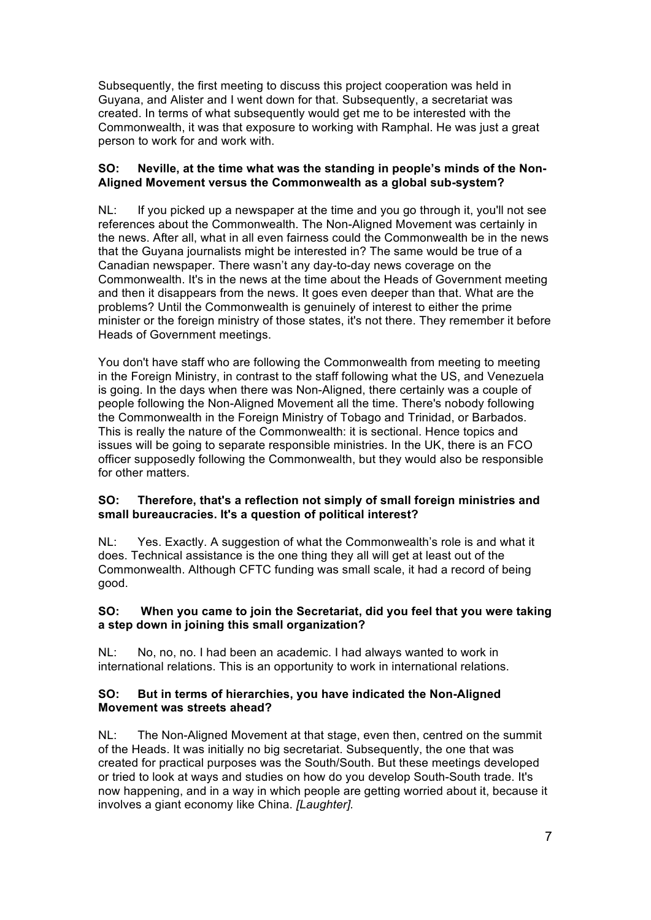Subsequently, the first meeting to discuss this project cooperation was held in Guyana, and Alister and I went down for that. Subsequently, a secretariat was created. In terms of what subsequently would get me to be interested with the Commonwealth, it was that exposure to working with Ramphal. He was just a great person to work for and work with.

**SO: Neville, at the time what was the standing in people's minds of the Non-Aligned Movement versus the Commonwealth as a global sub-system?**

NL: If you picked up a newspaper at the time and you go through it, you'll not see references about the Commonwealth. The Non-Aligned Movement was certainly in the news. After all, what in all even fairness could the Commonwealth be in the news that the Guyana journalists might be interested in? The same would be true of a Canadian newspaper. There wasn't any day-to-day news coverage on the Commonwealth. It's in the news at the time about the Heads of Government meeting and then it disappears from the news. It goes even deeper than that. What are the problems? Until the Commonwealth is genuinely of interest to either the prime minister or the foreign ministry of those states, it's not there. They remember it before Heads of Government meetings.

You don't have staff who are following the Commonwealth from meeting to meeting in the Foreign Ministry, in contrast to the staff following what the US, and Venezuela is going. In the days when there was Non-Aligned, there certainly was a couple of people following the Non-Aligned Movement all the time. There's nobody following the Commonwealth in the Foreign Ministry of Tobago and Trinidad, or Barbados. This is really the nature of the Commonwealth: it is sectional. Hence topics and issues will be going to separate responsible ministries. In the UK, there is an FCO officer supposedly following the Commonwealth, but they would also be responsible for other matters.

**SO: Therefore, that's a reflection not simply of small foreign ministries and small bureaucracies. It's a question of political interest?**

NL: Yes. Exactly. A suggestion of what the Commonwealth's role is and what it does. Technical assistance is the one thing they all will get at least out of the Commonwealth. Although CFTC funding was small scale, it had a record of being good.

**SO: When you came to join the Secretariat, did you feel that you were taking a step down in joining this small organization?**

NL: No, no, no. I had been an academic. I had always wanted to work in international relations. This is an opportunity to work in international relations.

**SO: But in terms of hierarchies, you have indicated the Non-Aligned Movement was streets ahead?**

NL: The Non-Aligned Movement at that stage, even then, centred on the summit of the Heads. It was initially no big secretariat. Subsequently, the one that was created for practical purposes was the South/South. But these meetings developed or tried to look at ways and studies on how do you develop South-South trade. It's now happening, and in a way in which people are getting worried about it, because it involves a giant economy like China. *[Laughter].*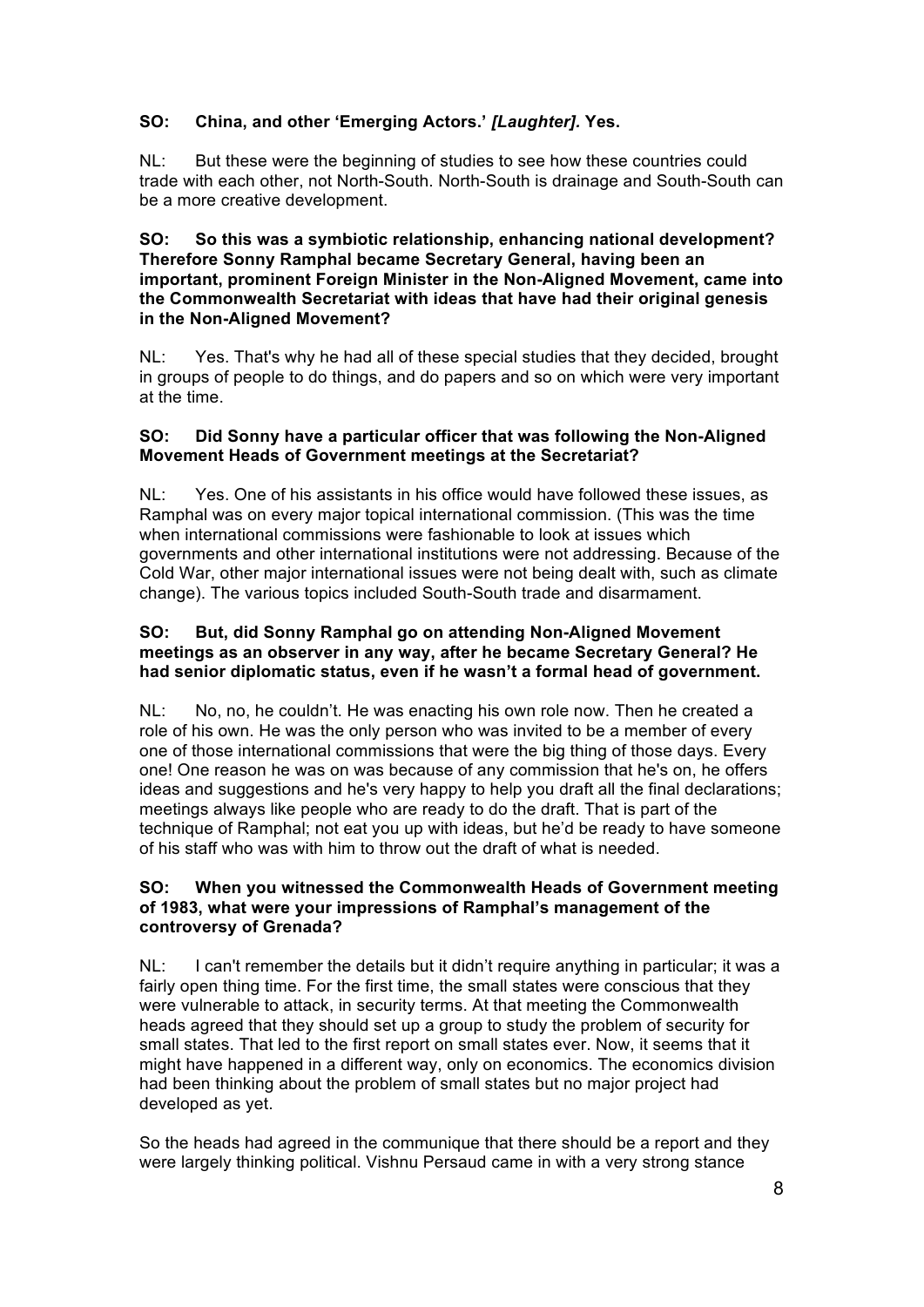**SO: China, and other 'Emerging Actors.' *[Laughter].* Yes.**

NL: But these were the beginning of studies to see how these countries could trade with each other, not North-South. North-South is drainage and South-South can be a more creative development.

**SO: So this was a symbiotic relationship, enhancing national development? Therefore Sonny Ramphal became Secretary General, having been an important, prominent Foreign Minister in the Non-Aligned Movement, came into the Commonwealth Secretariat with ideas that have had their original genesis in the Non-Aligned Movement?**

NL: Yes. That's why he had all of these special studies that they decided, brought in groups of people to do things, and do papers and so on which were very important at the time.

**SO: Did Sonny have a particular officer that was following the Non-Aligned Movement Heads of Government meetings at the Secretariat?**

NL: Yes. One of his assistants in his office would have followed these issues, as Ramphal was on every major topical international commission. (This was the time when international commissions were fashionable to look at issues which governments and other international institutions were not addressing. Because of the Cold War, other major international issues were not being dealt with, such as climate change). The various topics included South-South trade and disarmament.

**SO: But, did Sonny Ramphal go on attending Non-Aligned Movement meetings as an observer in any way, after he became Secretary General? He had senior diplomatic status, even if he wasn't a formal head of government.**

NL: No, no, he couldn't. He was enacting his own role now. Then he created a role of his own. He was the only person who was invited to be a member of every one of those international commissions that were the big thing of those days. Every one! One reason he was on was because of any commission that he's on, he offers ideas and suggestions and he's very happy to help you draft all the final declarations; meetings always like people who are ready to do the draft. That is part of the technique of Ramphal; not eat you up with ideas, but he'd be ready to have someone of his staff who was with him to throw out the draft of what is needed.

**SO: When you witnessed the Commonwealth Heads of Government meeting of 1983, what were your impressions of Ramphal's management of the controversy of Grenada?**

NL: I can't remember the details but it didn't require anything in particular; it was a fairly open thing time. For the first time, the small states were conscious that they were vulnerable to attack, in security terms. At that meeting the Commonwealth heads agreed that they should set up a group to study the problem of security for small states. That led to the first report on small states ever. Now, it seems that it might have happened in a different way, only on economics. The economics division had been thinking about the problem of small states but no major project had developed as yet.

So the heads had agreed in the communique that there should be a report and they were largely thinking political. Vishnu Persaud came in with a very strong stance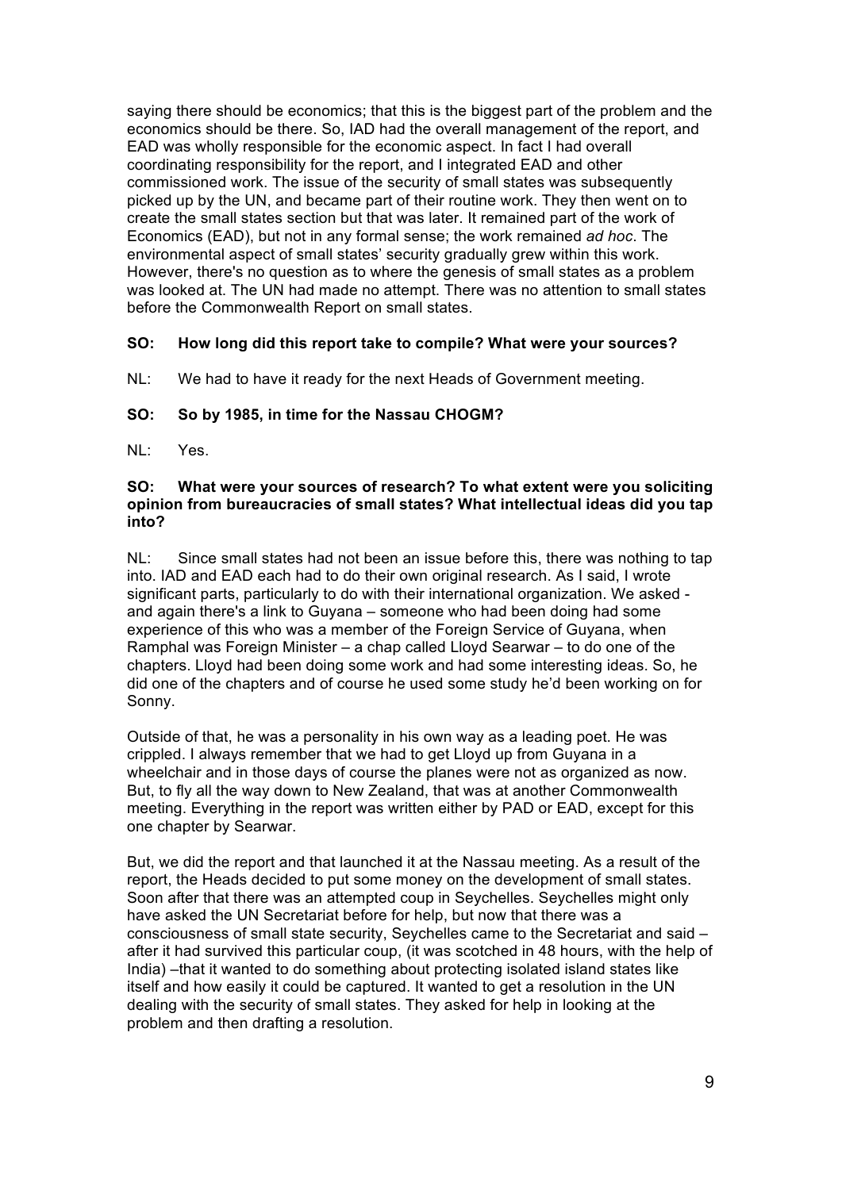saying there should be economics; that this is the biggest part of the problem and the economics should be there. So, IAD had the overall management of the report, and EAD was wholly responsible for the economic aspect. In fact I had overall coordinating responsibility for the report, and I integrated EAD and other commissioned work. The issue of the security of small states was subsequently picked up by the UN, and became part of their routine work. They then went on to create the small states section but that was later. It remained part of the work of Economics (EAD), but not in any formal sense; the work remained *ad hoc*. The environmental aspect of small states' security gradually grew within this work. However, there's no question as to where the genesis of small states as a problem was looked at. The UN had made no attempt. There was no attention to small states before the Commonwealth Report on small states.

**SO: How long did this report take to compile? What were your sources?**

NL: We had to have it ready for the next Heads of Government meeting.

**SO: So by 1985, in time for the Nassau CHOGM?**

NL: Yes.

**SO: What were your sources of research? To what extent were you soliciting opinion from bureaucracies of small states? What intellectual ideas did you tap into?**

NL: Since small states had not been an issue before this, there was nothing to tap into. IAD and EAD each had to do their own original research. As I said, I wrote significant parts, particularly to do with their international organization. We asked - and again there's a link to Guyana – someone who had been doing had some experience of this who was a member of the Foreign Service of Guyana, when Ramphal was Foreign Minister – a chap called Lloyd Searwar – to do one of the chapters. Lloyd had been doing some work and had some interesting ideas. So, he did one of the chapters and of course he used some study he'd been working on for Sonny.

Outside of that, he was a personality in his own way as a leading poet. He was crippled. I always remember that we had to get Lloyd up from Guyana in a wheelchair and in those days of course the planes were not as organized as now. But, to fly all the way down to New Zealand, that was at another Commonwealth meeting. Everything in the report was written either by PAD or EAD, except for this one chapter by Searwar.

But, we did the report and that launched it at the Nassau meeting. As a result of the report, the Heads decided to put some money on the development of small states. Soon after that there was an attempted coup in Seychelles. Seychelles might only have asked the UN Secretariat before for help, but now that there was a consciousness of small state security, Seychelles came to the Secretariat and said – after it had survived this particular coup, (it was scotched in 48 hours, with the help of India) –that it wanted to do something about protecting isolated island states like itself and how easily it could be captured. It wanted to get a resolution in the UN dealing with the security of small states. They asked for help in looking at the problem and then drafting a resolution.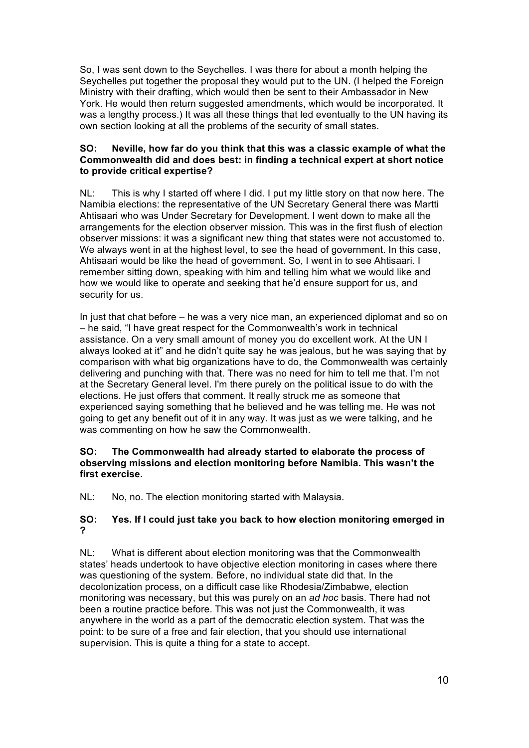So, I was sent down to the Seychelles. I was there for about a month helping the Seychelles put together the proposal they would put to the UN. (I helped the Foreign Ministry with their drafting, which would then be sent to their Ambassador in New York. He would then return suggested amendments, which would be incorporated. It was a lengthy process.) It was all these things that led eventually to the UN having its own section looking at all the problems of the security of small states.

**SO: Neville, how far do you think that this was a classic example of what the Commonwealth did and does best: in finding a technical expert at short notice to provide critical expertise?**

NL: This is why I started off where I did. I put my little story on that now here. The Namibia elections: the representative of the UN Secretary General there was Martti Ahtisaari who was Under Secretary for Development. I went down to make all the arrangements for the election observer mission. This was in the first flush of election observer missions: it was a significant new thing that states were not accustomed to. We always went in at the highest level, to see the head of government. In this case, Ahtisaari would be like the head of government. So, I went in to see Ahtisaari. I remember sitting down, speaking with him and telling him what we would like and how we would like to operate and seeking that he'd ensure support for us, and security for us.

In just that chat before – he was a very nice man, an experienced diplomat and so on – he said, "I have great respect for the Commonwealth's work in technical assistance. On a very small amount of money you do excellent work. At the UN I always looked at it" and he didn't quite say he was jealous, but he was saying that by comparison with what big organizations have to do, the Commonwealth was certainly delivering and punching with that. There was no need for him to tell me that. I'm not at the Secretary General level. I'm there purely on the political issue to do with the elections. He just offers that comment. It really struck me as someone that experienced saying something that he believed and he was telling me. He was not going to get any benefit out of it in any way. It was just as we were talking, and he was commenting on how he saw the Commonwealth.

**SO: The Commonwealth had already started to elaborate the process of observing missions and election monitoring before Namibia. This wasn't the first exercise.**

NL: No, no. The election monitoring started with Malaysia.

**SO: Yes. If I could just take you back to how election monitoring emerged in ?**

NL: What is different about election monitoring was that the Commonwealth states' heads undertook to have objective election monitoring in cases where there was questioning of the system. Before, no individual state did that. In the decolonization process, on a difficult case like Rhodesia/Zimbabwe, election monitoring was necessary, but this was purely on an *ad hoc* basis. There had not been a routine practice before. This was not just the Commonwealth, it was anywhere in the world as a part of the democratic election system. That was the point: to be sure of a free and fair election, that you should use international supervision. This is quite a thing for a state to accept.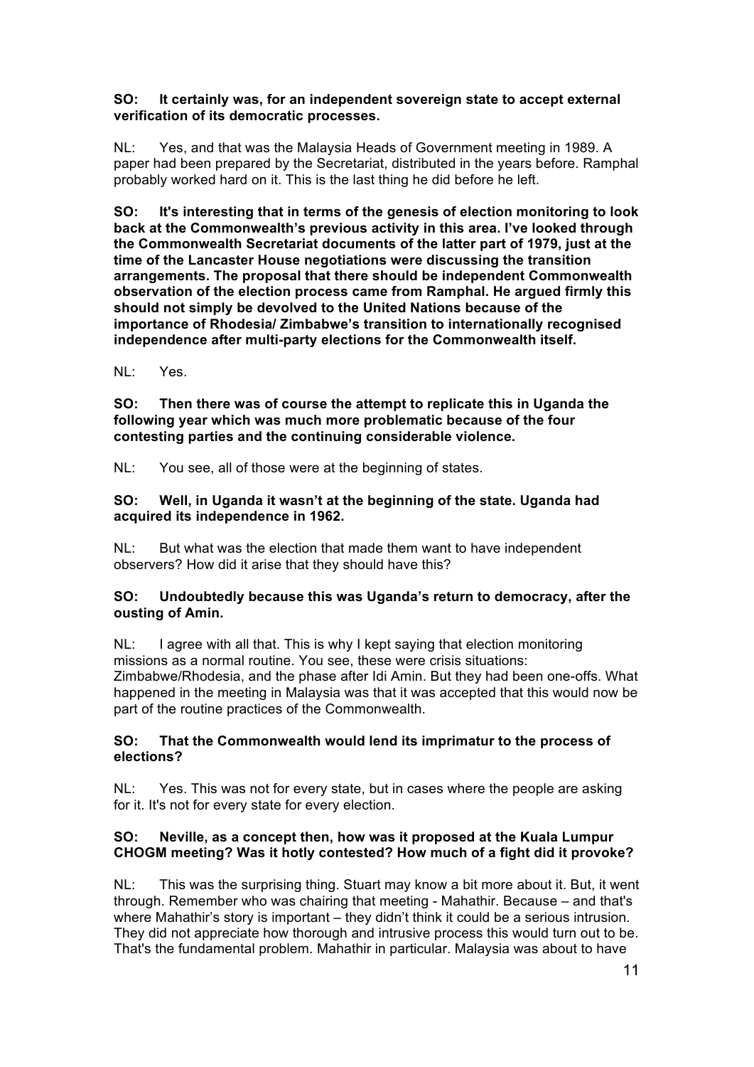**SO: It certainly was, for an independent sovereign state to accept external verification of its democratic processes.**

NL: Yes, and that was the Malaysia Heads of Government meeting in 1989. A paper had been prepared by the Secretariat, distributed in the years before. Ramphal probably worked hard on it. This is the last thing he did before he left.

**SO: It's interesting that in terms of the genesis of election monitoring to look back at the Commonwealth's previous activity in this area. I've looked through the Commonwealth Secretariat documents of the latter part of 1979, just at the time of the Lancaster House negotiations were discussing the transition arrangements. The proposal that there should be independent Commonwealth observation of the election process came from Ramphal. He argued firmly this should not simply be devolved to the United Nations because of the importance of Rhodesia/ Zimbabwe's transition to internationally recognised independence after multi-party elections for the Commonwealth itself.**

NL: Yes.

**SO: Then there was of course the attempt to replicate this in Uganda the following year which was much more problematic because of the four contesting parties and the continuing considerable violence.**

NL: You see, all of those were at the beginning of states.

**SO: Well, in Uganda it wasn't at the beginning of the state. Uganda had acquired its independence in 1962.**

NL: But what was the election that made them want to have independent observers? How did it arise that they should have this?

**SO: Undoubtedly because this was Uganda's return to democracy, after the ousting of Amin.**

NL: I agree with all that. This is why I kept saying that election monitoring missions as a normal routine. You see, these were crisis situations: Zimbabwe/Rhodesia, and the phase after Idi Amin. But they had been one-offs. What happened in the meeting in Malaysia was that it was accepted that this would now be part of the routine practices of the Commonwealth.

**SO: That the Commonwealth would lend its imprimatur to the process of elections?**

NL: Yes. This was not for every state, but in cases where the people are asking for it. It's not for every state for every election.

**SO: Neville, as a concept then, how was it proposed at the Kuala Lumpur CHOGM meeting? Was it hotly contested? How much of a fight did it provoke?**

NL: This was the surprising thing. Stuart may know a bit more about it. But, it went through. Remember who was chairing that meeting - Mahathir. Because – and that's where Mahathir's story is important – they didn't think it could be a serious intrusion. They did not appreciate how thorough and intrusive process this would turn out to be. That's the fundamental problem. Mahathir in particular. Malaysia was about to have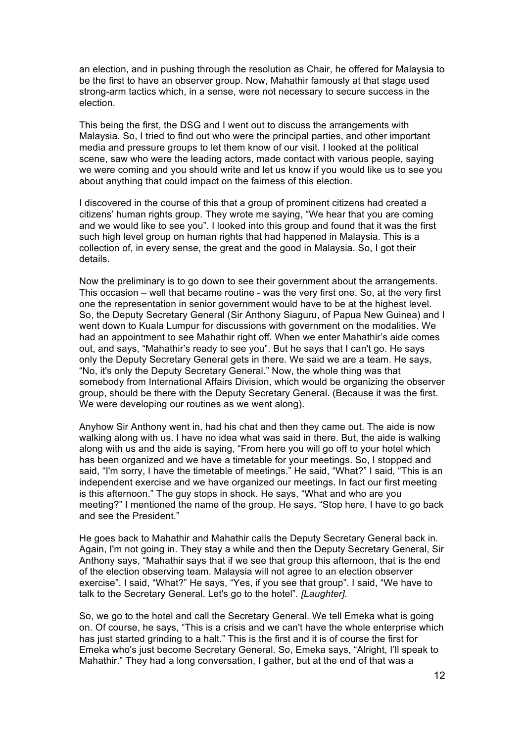an election, and in pushing through the resolution as Chair, he offered for Malaysia to be the first to have an observer group. Now, Mahathir famously at that stage used strong-arm tactics which, in a sense, were not necessary to secure success in the election.

This being the first, the DSG and I went out to discuss the arrangements with Malaysia. So, I tried to find out who were the principal parties, and other important media and pressure groups to let them know of our visit. I looked at the political scene, saw who were the leading actors, made contact with various people, saying we were coming and you should write and let us know if you would like us to see you about anything that could impact on the fairness of this election.

I discovered in the course of this that a group of prominent citizens had created a citizens' human rights group. They wrote me saying, "We hear that you are coming and we would like to see you". I looked into this group and found that it was the first such high level group on human rights that had happened in Malaysia. This is a collection of, in every sense, the great and the good in Malaysia. So, I got their details.

Now the preliminary is to go down to see their government about the arrangements. This occasion – well that became routine - was the very first one. So, at the very first one the representation in senior government would have to be at the highest level. So, the Deputy Secretary General (Sir Anthony Siaguru, of Papua New Guinea) and I went down to Kuala Lumpur for discussions with government on the modalities. We had an appointment to see Mahathir right off. When we enter Mahathir's aide comes out, and says, "Mahathir's ready to see you". But he says that I can't go. He says only the Deputy Secretary General gets in there. We said we are a team. He says, "No, it's only the Deputy Secretary General." Now, the whole thing was that somebody from International Affairs Division, which would be organizing the observer group, should be there with the Deputy Secretary General. (Because it was the first. We were developing our routines as we went along).

Anyhow Sir Anthony went in, had his chat and then they came out. The aide is now walking along with us. I have no idea what was said in there. But, the aide is walking along with us and the aide is saying, "From here you will go off to your hotel which has been organized and we have a timetable for your meetings. So, I stopped and said, "I'm sorry, I have the timetable of meetings." He said, "What?" I said, "This is an independent exercise and we have organized our meetings. In fact our first meeting is this afternoon." The guy stops in shock. He says, "What and who are you meeting?" I mentioned the name of the group. He says, "Stop here. I have to go back and see the President."

He goes back to Mahathir and Mahathir calls the Deputy Secretary General back in. Again, I'm not going in. They stay a while and then the Deputy Secretary General, Sir Anthony says, "Mahathir says that if we see that group this afternoon, that is the end of the election observing team. Malaysia will not agree to an election observer exercise". I said, "What?" He says, "Yes, if you see that group". I said, "We have to talk to the Secretary General. Let's go to the hotel". *[Laughter]*.

So, we go to the hotel and call the Secretary General. We tell Emeka what is going on. Of course, he says, "This is a crisis and we can't have the whole enterprise which has just started grinding to a halt." This is the first and it is of course the first for Emeka who's just become Secretary General. So, Emeka says, "Alright, I'll speak to Mahathir." They had a long conversation, I gather, but at the end of that was a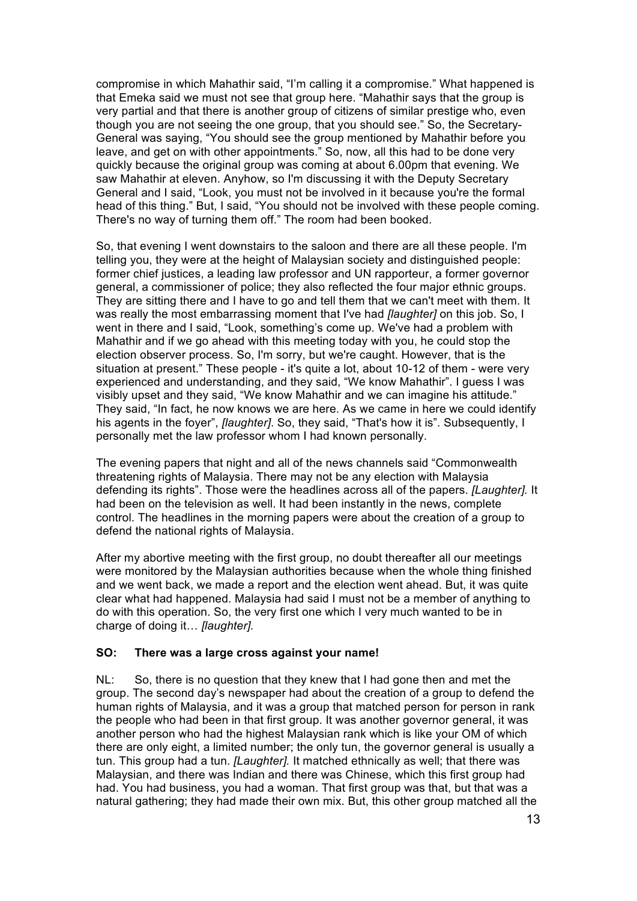compromise in which Mahathir said, "I'm calling it a compromise." What happened is that Emeka said we must not see that group here. "Mahathir says that the group is very partial and that there is another group of citizens of similar prestige who, even though you are not seeing the one group, that you should see." So, the Secretary-General was saying, "You should see the group mentioned by Mahathir before you leave, and get on with other appointments." So, now, all this had to be done very quickly because the original group was coming at about 6.00pm that evening. We saw Mahathir at eleven. Anyhow, so I'm discussing it with the Deputy Secretary General and I said, "Look, you must not be involved in it because you're the formal head of this thing." But, I said, "You should not be involved with these people coming. There's no way of turning them off." The room had been booked.

So, that evening I went downstairs to the saloon and there are all these people. I'm telling you, they were at the height of Malaysian society and distinguished people: former chief justices, a leading law professor and UN rapporteur, a former governor general, a commissioner of police; they also reflected the four major ethnic groups. They are sitting there and I have to go and tell them that we can't meet with them. It was really the most embarrassing moment that I've had *[laughter]* on this job. So, I went in there and I said, "Look, something's come up. We've had a problem with Mahathir and if we go ahead with this meeting today with you, he could stop the election observer process. So, I'm sorry, but we're caught. However, that is the situation at present." These people - it's quite a lot, about 10-12 of them - were very experienced and understanding, and they said, "We know Mahathir". I guess I was visibly upset and they said, "We know Mahathir and we can imagine his attitude." They said, "In fact, he now knows we are here. As we came in here we could identify his agents in the foyer", *[laughter]*. So, they said, "That's how it is". Subsequently, I personally met the law professor whom I had known personally.

The evening papers that night and all of the news channels said "Commonwealth threatening rights of Malaysia. There may not be any election with Malaysia defending its rights". Those were the headlines across all of the papers. *[Laughter].* It had been on the television as well. It had been instantly in the news, complete control. The headlines in the morning papers were about the creation of a group to defend the national rights of Malaysia.

After my abortive meeting with the first group, no doubt thereafter all our meetings were monitored by the Malaysian authorities because when the whole thing finished and we went back, we made a report and the election went ahead. But, it was quite clear what had happened. Malaysia had said I must not be a member of anything to do with this operation. So, the very first one which I very much wanted to be in charge of doing it… *[laughter].*

**SO: There was a large cross against your name!**

NL: So, there is no question that they knew that I had gone then and met the group. The second day's newspaper had about the creation of a group to defend the human rights of Malaysia, and it was a group that matched person for person in rank the people who had been in that first group. It was another governor general, it was another person who had the highest Malaysian rank which is like your OM of which there are only eight, a limited number; the only tun, the governor general is usually a tun. This group had a tun. *[Laughter].* It matched ethnically as well; that there was Malaysian, and there was Indian and there was Chinese, which this first group had had. You had business, you had a woman. That first group was that, but that was a natural gathering; they had made their own mix. But, this other group matched all the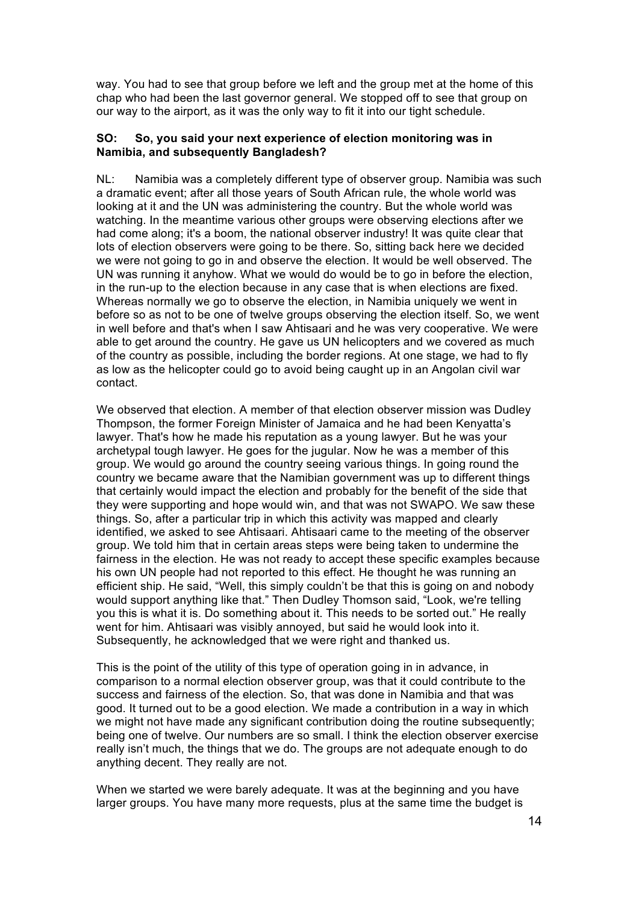way. You had to see that group before we left and the group met at the home of this chap who had been the last governor general. We stopped off to see that group on our way to the airport, as it was the only way to fit it into our tight schedule.

**SO: So, you said your next experience of election monitoring was in Namibia, and subsequently Bangladesh?**

NL: Namibia was a completely different type of observer group. Namibia was such a dramatic event; after all those years of South African rule, the whole world was looking at it and the UN was administering the country. But the whole world was watching. In the meantime various other groups were observing elections after we had come along; it's a boom, the national observer industry! It was quite clear that lots of election observers were going to be there. So, sitting back here we decided we were not going to go in and observe the election. It would be well observed. The UN was running it anyhow. What we would do would be to go in before the election, in the run-up to the election because in any case that is when elections are fixed. Whereas normally we go to observe the election, in Namibia uniquely we went in before so as not to be one of twelve groups observing the election itself. So, we went in well before and that's when I saw Ahtisaari and he was very cooperative. We were able to get around the country. He gave us UN helicopters and we covered as much of the country as possible, including the border regions. At one stage, we had to fly as low as the helicopter could go to avoid being caught up in an Angolan civil war contact.

We observed that election. A member of that election observer mission was Dudley Thompson, the former Foreign Minister of Jamaica and he had been Kenyatta's lawyer. That's how he made his reputation as a young lawyer. But he was your archetypal tough lawyer. He goes for the jugular. Now he was a member of this group. We would go around the country seeing various things. In going round the country we became aware that the Namibian government was up to different things that certainly would impact the election and probably for the benefit of the side that they were supporting and hope would win, and that was not SWAPO. We saw these things. So, after a particular trip in which this activity was mapped and clearly identified, we asked to see Ahtisaari. Ahtisaari came to the meeting of the observer group. We told him that in certain areas steps were being taken to undermine the fairness in the election. He was not ready to accept these specific examples because his own UN people had not reported to this effect. He thought he was running an efficient ship. He said, "Well, this simply couldn't be that this is going on and nobody would support anything like that." Then Dudley Thomson said, "Look, we're telling you this is what it is. Do something about it. This needs to be sorted out." He really went for him. Ahtisaari was visibly annoyed, but said he would look into it. Subsequently, he acknowledged that we were right and thanked us.

This is the point of the utility of this type of operation going in in advance, in comparison to a normal election observer group, was that it could contribute to the success and fairness of the election. So, that was done in Namibia and that was good. It turned out to be a good election. We made a contribution in a way in which we might not have made any significant contribution doing the routine subsequently; being one of twelve. Our numbers are so small. I think the election observer exercise really isn't much, the things that we do. The groups are not adequate enough to do anything decent. They really are not.

When we started we were barely adequate. It was at the beginning and you have larger groups. You have many more requests, plus at the same time the budget is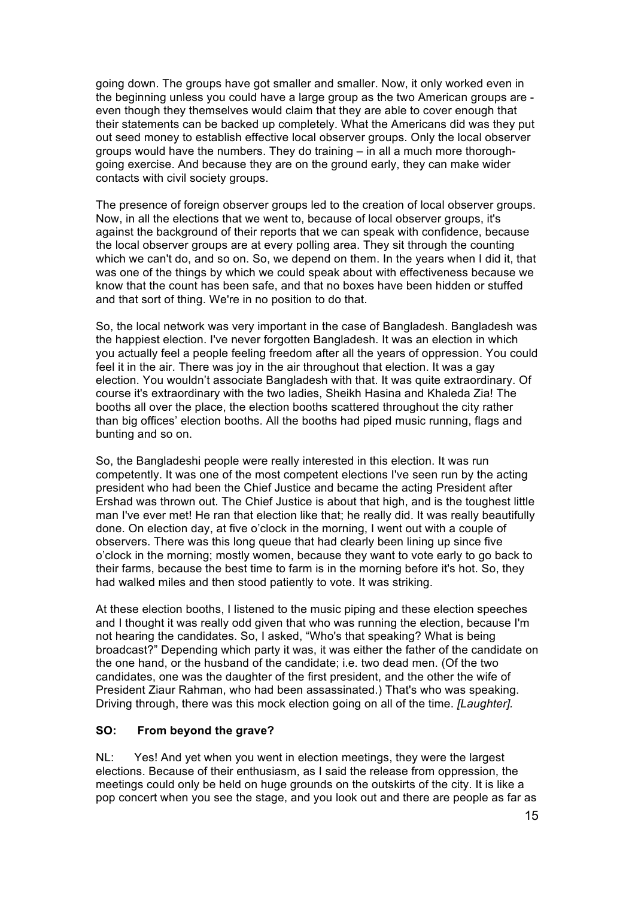going down. The groups have got smaller and smaller. Now, it only worked even in the beginning unless you could have a large group as the two American groups are - even though they themselves would claim that they are able to cover enough that their statements can be backed up completely. What the Americans did was they put out seed money to establish effective local observer groups. Only the local observer groups would have the numbers. They do training – in all a much more thorough-going exercise. And because they are on the ground early, they can make wider contacts with civil society groups.

The presence of foreign observer groups led to the creation of local observer groups. Now, in all the elections that we went to, because of local observer groups, it's against the background of their reports that we can speak with confidence, because the local observer groups are at every polling area. They sit through the counting which we can't do, and so on. So, we depend on them. In the years when I did it, that was one of the things by which we could speak about with effectiveness because we know that the count has been safe, and that no boxes have been hidden or stuffed and that sort of thing. We're in no position to do that.

So, the local network was very important in the case of Bangladesh. Bangladesh was the happiest election. I've never forgotten Bangladesh. It was an election in which you actually feel a people feeling freedom after all the years of oppression. You could feel it in the air. There was joy in the air throughout that election. It was a gay election. You wouldn't associate Bangladesh with that. It was quite extraordinary. Of course it's extraordinary with the two ladies, Sheikh Hasina and Khaleda Zia! The booths all over the place, the election booths scattered throughout the city rather than big offices' election booths. All the booths had piped music running, flags and bunting and so on.

So, the Bangladeshi people were really interested in this election. It was run competently. It was one of the most competent elections I've seen run by the acting president who had been the Chief Justice and became the acting President after Ershad was thrown out. The Chief Justice is about that high, and is the toughest little man I've ever met! He ran that election like that; he really did. It was really beautifully done. On election day, at five o'clock in the morning, I went out with a couple of observers. There was this long queue that had clearly been lining up since five o'clock in the morning; mostly women, because they want to vote early to go back to their farms, because the best time to farm is in the morning before it's hot. So, they had walked miles and then stood patiently to vote. It was striking.

At these election booths, I listened to the music piping and these election speeches and I thought it was really odd given that who was running the election, because I'm not hearing the candidates. So, I asked, "Who's that speaking? What is being broadcast?" Depending which party it was, it was either the father of the candidate on the one hand, or the husband of the candidate; i.e. two dead men. (Of the two candidates, one was the daughter of the first president, and the other the wife of President Ziaur Rahman, who had been assassinated.) That's who was speaking. Driving through, there was this mock election going on all of the time. *[Laughter].*

**SO: From beyond the grave?**

NL: Yes! And yet when you went in election meetings, they were the largest elections. Because of their enthusiasm, as I said the release from oppression, the meetings could only be held on huge grounds on the outskirts of the city. It is like a pop concert when you see the stage, and you look out and there are people as far as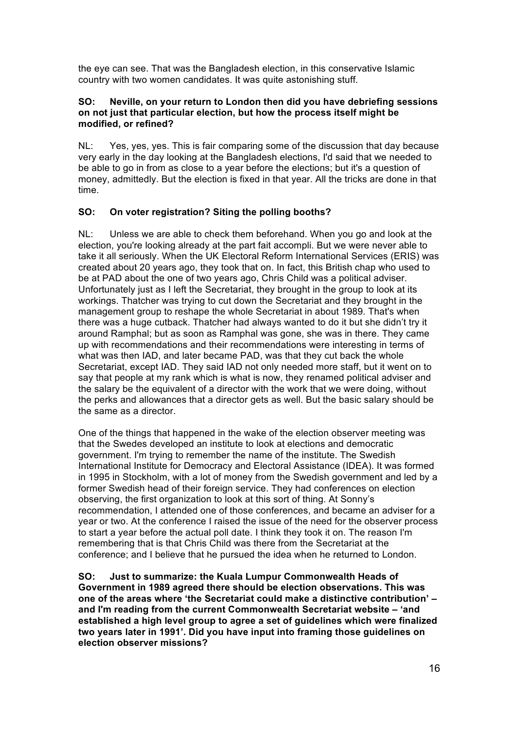the eye can see. That was the Bangladesh election, in this conservative Islamic country with two women candidates. It was quite astonishing stuff.

**SO: Neville, on your return to London then did you have debriefing sessions on not just that particular election, but how the process itself might be modified, or refined?**

NL: Yes, yes, yes. This is fair comparing some of the discussion that day because very early in the day looking at the Bangladesh elections, I'd said that we needed to be able to go in from as close to a year before the elections; but it's a question of money, admittedly. But the election is fixed in that year. All the tricks are done in that time.

**SO: On voter registration? Siting the polling booths?**

NL: Unless we are able to check them beforehand. When you go and look at the election, you're looking already at the part fait accompli. But we were never able to take it all seriously. When the UK Electoral Reform International Services (ERIS) was created about 20 years ago, they took that on. In fact, this British chap who used to be at PAD about the one of two years ago, Chris Child was a political adviser. Unfortunately just as I left the Secretariat, they brought in the group to look at its workings. Thatcher was trying to cut down the Secretariat and they brought in the management group to reshape the whole Secretariat in about 1989. That's when there was a huge cutback. Thatcher had always wanted to do it but she didn't try it around Ramphal; but as soon as Ramphal was gone, she was in there. They came up with recommendations and their recommendations were interesting in terms of what was then IAD, and later became PAD, was that they cut back the whole Secretariat, except IAD. They said IAD not only needed more staff, but it went on to say that people at my rank which is what is now, they renamed political adviser and the salary be the equivalent of a director with the work that we were doing, without the perks and allowances that a director gets as well. But the basic salary should be the same as a director.

One of the things that happened in the wake of the election observer meeting was that the Swedes developed an institute to look at elections and democratic government. I'm trying to remember the name of the institute. The Swedish International Institute for Democracy and Electoral Assistance (IDEA). It was formed in 1995 in Stockholm, with a lot of money from the Swedish government and led by a former Swedish head of their foreign service. They had conferences on election observing, the first organization to look at this sort of thing. At Sonny's recommendation, I attended one of those conferences, and became an adviser for a year or two. At the conference I raised the issue of the need for the observer process to start a year before the actual poll date. I think they took it on. The reason I'm remembering that is that Chris Child was there from the Secretariat at the conference; and I believe that he pursued the idea when he returned to London.

**SO: Just to summarize: the Kuala Lumpur Commonwealth Heads of Government in 1989 agreed there should be election observations. This was one of the areas where 'the Secretariat could make a distinctive contribution' – and I'm reading from the current Commonwealth Secretariat website – 'and established a high level group to agree a set of guidelines which were finalized two years later in 1991'. Did you have input into framing those guidelines on election observer missions?**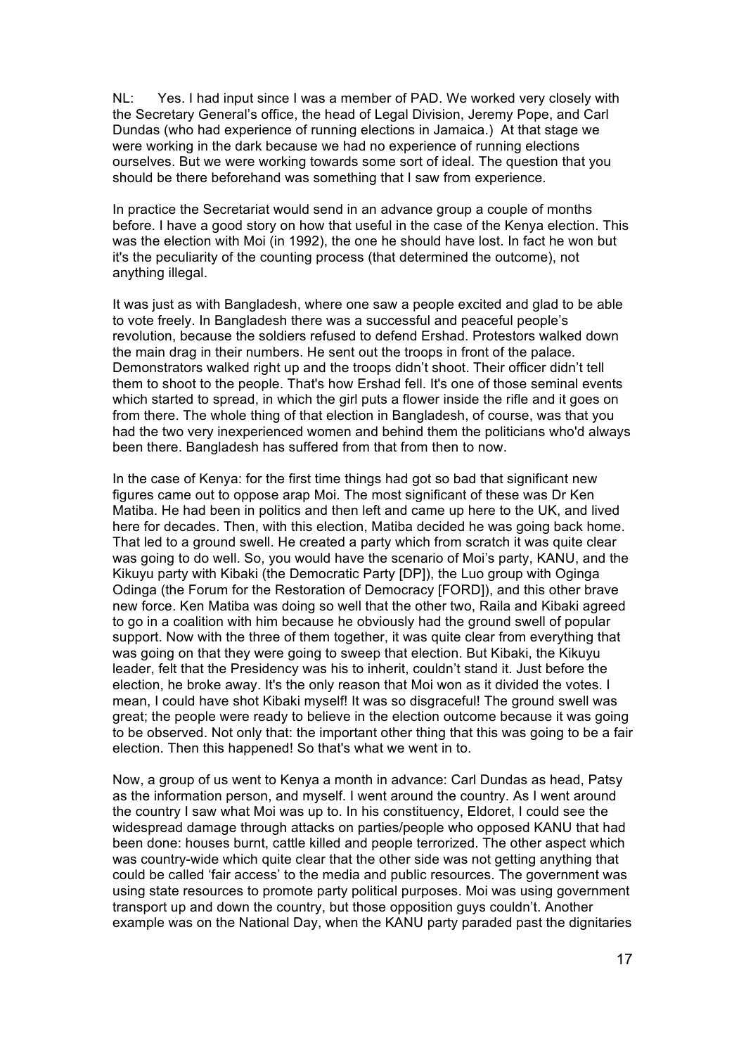NL: Yes. I had input since I was a member of PAD. We worked very closely with the Secretary General's office, the head of Legal Division, Jeremy Pope, and Carl Dundas (who had experience of running elections in Jamaica.) At that stage we were working in the dark because we had no experience of running elections ourselves. But we were working towards some sort of ideal. The question that you should be there beforehand was something that I saw from experience.

In practice the Secretariat would send in an advance group a couple of months before. I have a good story on how that useful in the case of the Kenya election. This was the election with Moi (in 1992), the one he should have lost. In fact he won but it's the peculiarity of the counting process (that determined the outcome), not anything illegal.

It was just as with Bangladesh, where one saw a people excited and glad to be able to vote freely. In Bangladesh there was a successful and peaceful people's revolution, because the soldiers refused to defend Ershad. Protestors walked down the main drag in their numbers. He sent out the troops in front of the palace. Demonstrators walked right up and the troops didn't shoot. Their officer didn't tell them to shoot to the people. That's how Ershad fell. It's one of those seminal events which started to spread, in which the girl puts a flower inside the rifle and it goes on from there. The whole thing of that election in Bangladesh, of course, was that you had the two very inexperienced women and behind them the politicians who'd always been there. Bangladesh has suffered from that from then to now.

In the case of Kenya: for the first time things had got so bad that significant new figures came out to oppose arap Moi. The most significant of these was Dr Ken Matiba. He had been in politics and then left and came up here to the UK, and lived here for decades. Then, with this election, Matiba decided he was going back home. That led to a ground swell. He created a party which from scratch it was quite clear was going to do well. So, you would have the scenario of Moi's party, KANU, and the Kikuyu party with Kibaki (the Democratic Party [DP]), the Luo group with Oginga Odinga (the Forum for the Restoration of Democracy [FORD]), and this other brave new force. Ken Matiba was doing so well that the other two, Raila and Kibaki agreed to go in a coalition with him because he obviously had the ground swell of popular support. Now with the three of them together, it was quite clear from everything that was going on that they were going to sweep that election. But Kibaki, the Kikuyu leader, felt that the Presidency was his to inherit, couldn't stand it. Just before the election, he broke away. It's the only reason that Moi won as it divided the votes. I mean, I could have shot Kibaki myself! It was so disgraceful! The ground swell was great; the people were ready to believe in the election outcome because it was going to be observed. Not only that: the important other thing that this was going to be a fair election. Then this happened! So that's what we went in to.

Now, a group of us went to Kenya a month in advance: Carl Dundas as head, Patsy as the information person, and myself. I went around the country. As I went around the country I saw what Moi was up to. In his constituency, Eldoret, I could see the widespread damage through attacks on parties/people who opposed KANU that had been done: houses burnt, cattle killed and people terrorized. The other aspect which was country-wide which quite clear that the other side was not getting anything that could be called 'fair access' to the media and public resources. The government was using state resources to promote party political purposes. Moi was using government transport up and down the country, but those opposition guys couldn't. Another example was on the National Day, when the KANU party paraded past the dignitaries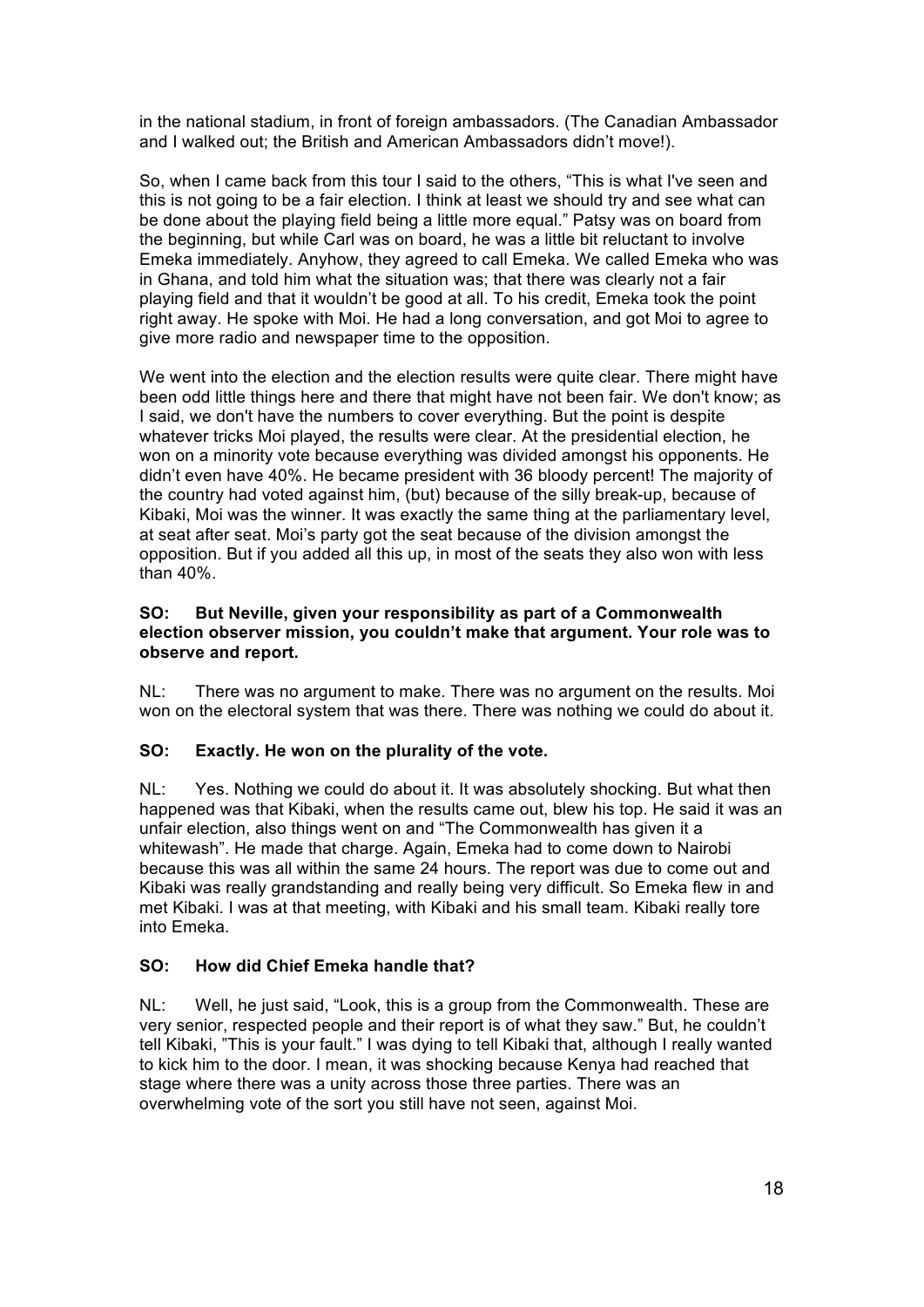in the national stadium, in front of foreign ambassadors. (The Canadian Ambassador and I walked out; the British and American Ambassadors didn't move!).

So, when I came back from this tour I said to the others, "This is what I've seen and this is not going to be a fair election. I think at least we should try and see what can be done about the playing field being a little more equal." Patsy was on board from the beginning, but while Carl was on board, he was a little bit reluctant to involve Emeka immediately. Anyhow, they agreed to call Emeka. We called Emeka who was in Ghana, and told him what the situation was; that there was clearly not a fair playing field and that it wouldn't be good at all. To his credit, Emeka took the point right away. He spoke with Moi. He had a long conversation, and got Moi to agree to give more radio and newspaper time to the opposition.

We went into the election and the election results were quite clear. There might have been odd little things here and there that might have not been fair. We don't know; as I said, we don't have the numbers to cover everything. But the point is despite whatever tricks Moi played, the results were clear. At the presidential election, he won on a minority vote because everything was divided amongst his opponents. He didn't even have 40%. He became president with 36 bloody percent! The majority of the country had voted against him, (but) because of the silly break-up, because of Kibaki, Moi was the winner. It was exactly the same thing at the parliamentary level, at seat after seat. Moi's party got the seat because of the division amongst the opposition. But if you added all this up, in most of the seats they also won with less than 40%.

**SO: But Neville, given your responsibility as part of a Commonwealth election observer mission, you couldn't make that argument. Your role was to observe and report.**

NL: There was no argument to make. There was no argument on the results. Moi won on the electoral system that was there. There was nothing we could do about it.

**SO: Exactly. He won on the plurality of the vote.**

NL: Yes. Nothing we could do about it. It was absolutely shocking. But what then happened was that Kibaki, when the results came out, blew his top. He said it was an unfair election, also things went on and "The Commonwealth has given it a whitewash". He made that charge. Again, Emeka had to come down to Nairobi because this was all within the same 24 hours. The report was due to come out and Kibaki was really grandstanding and really being very difficult. So Emeka flew in and met Kibaki. I was at that meeting, with Kibaki and his small team. Kibaki really tore into Emeka.

**SO: How did Chief Emeka handle that?**

NL: Well, he just said, "Look, this is a group from the Commonwealth. These are very senior, respected people and their report is of what they saw." But, he couldn't tell Kibaki, "This is your fault." I was dying to tell Kibaki that, although I really wanted to kick him to the door. I mean, it was shocking because Kenya had reached that stage where there was a unity across those three parties. There was an overwhelming vote of the sort you still have not seen, against Moi.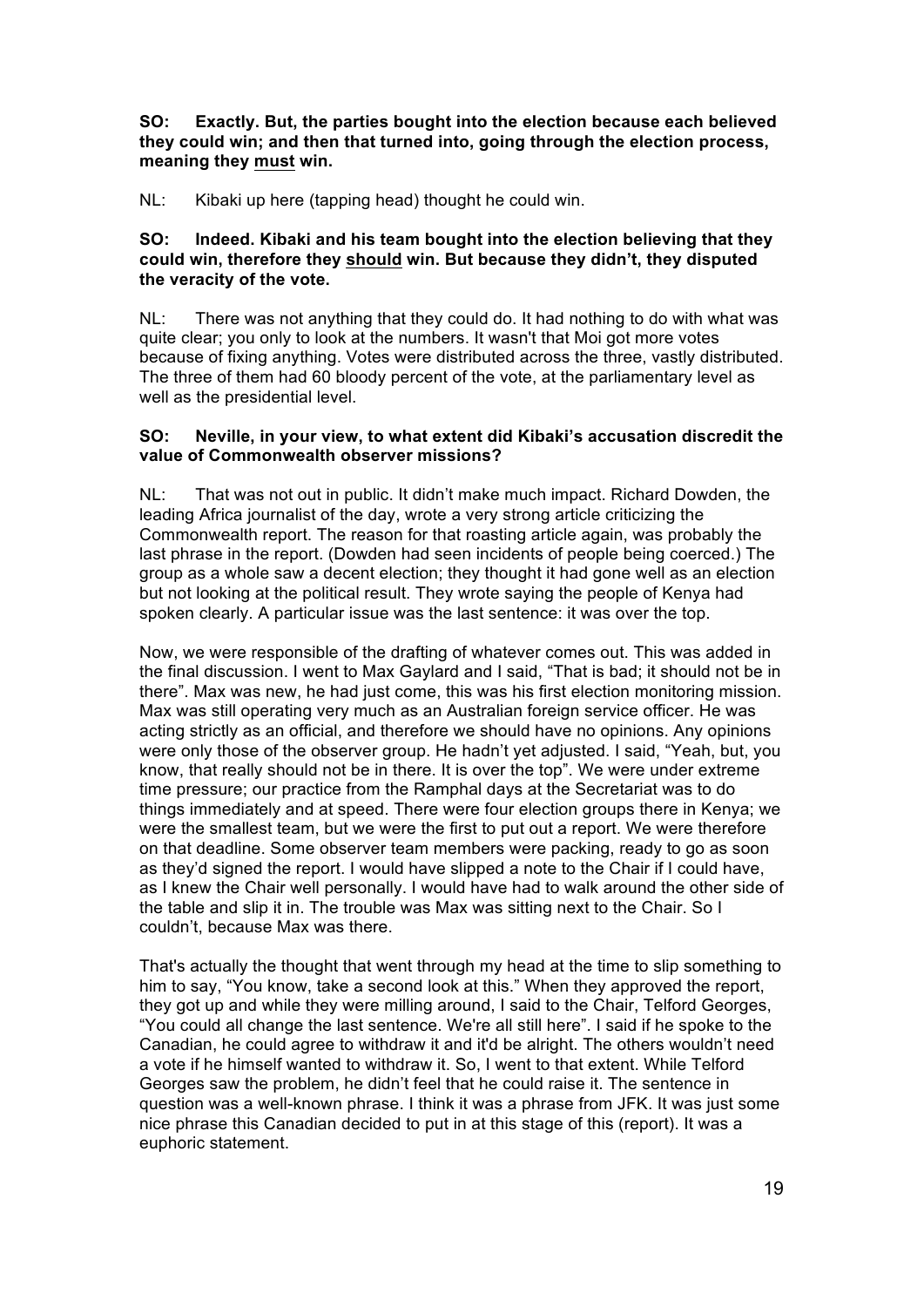**SO: Exactly. But, the parties bought into the election because each believed they could win; and then that turned into, going through the election process, meaning they must win.**

NL: Kibaki up here (tapping head) thought he could win.

**SO: Indeed. Kibaki and his team bought into the election believing that they could win, therefore they should win. But because they didn't, they disputed the veracity of the vote.**

NL: There was not anything that they could do. It had nothing to do with what was quite clear; you only to look at the numbers. It wasn't that Moi got more votes because of fixing anything. Votes were distributed across the three, vastly distributed. The three of them had 60 bloody percent of the vote, at the parliamentary level as well as the presidential level.

**SO: Neville, in your view, to what extent did Kibaki's accusation discredit the value of Commonwealth observer missions?**

NL: That was not out in public. It didn't make much impact. Richard Dowden, the leading Africa journalist of the day, wrote a very strong article criticizing the Commonwealth report. The reason for that roasting article again, was probably the last phrase in the report. (Dowden had seen incidents of people being coerced.) The group as a whole saw a decent election; they thought it had gone well as an election but not looking at the political result. They wrote saying the people of Kenya had spoken clearly. A particular issue was the last sentence: it was over the top.

Now, we were responsible of the drafting of whatever comes out. This was added in the final discussion. I went to Max Gaylard and I said, "That is bad; it should not be in there". Max was new, he had just come, this was his first election monitoring mission. Max was still operating very much as an Australian foreign service officer. He was acting strictly as an official, and therefore we should have no opinions. Any opinions were only those of the observer group. He hadn't yet adjusted. I said, "Yeah, but, you know, that really should not be in there. It is over the top". We were under extreme time pressure; our practice from the Ramphal days at the Secretariat was to do things immediately and at speed. There were four election groups there in Kenya; we were the smallest team, but we were the first to put out a report. We were therefore on that deadline. Some observer team members were packing, ready to go as soon as they'd signed the report. I would have slipped a note to the Chair if I could have, as I knew the Chair well personally. I would have had to walk around the other side of the table and slip it in. The trouble was Max was sitting next to the Chair. So I couldn't, because Max was there.

That's actually the thought that went through my head at the time to slip something to him to say, "You know, take a second look at this." When they approved the report, they got up and while they were milling around, I said to the Chair, Telford Georges, "You could all change the last sentence. We're all still here". I said if he spoke to the Canadian, he could agree to withdraw it and it'd be alright. The others wouldn't need a vote if he himself wanted to withdraw it. So, I went to that extent. While Telford Georges saw the problem, he didn't feel that he could raise it. The sentence in question was a well-known phrase. I think it was a phrase from JFK. It was just some nice phrase this Canadian decided to put in at this stage of this (report). It was a euphoric statement.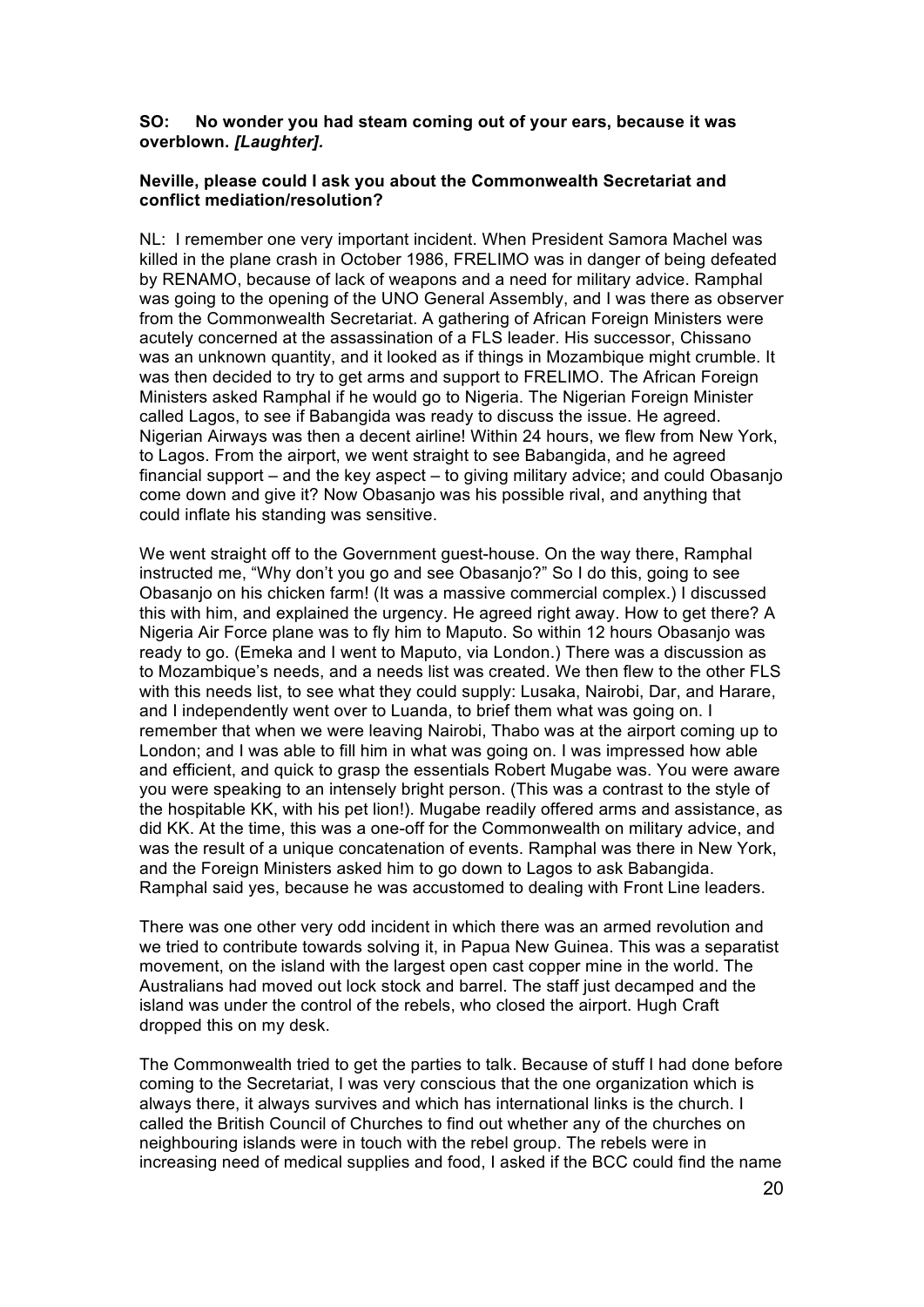**SO: No wonder you had steam coming out of your ears, because it was overblown. *[Laughter].***

**Neville, please could I ask you about the Commonwealth Secretariat and conflict mediation/resolution?**

NL: I remember one very important incident. When President Samora Machel was killed in the plane crash in October 1986, FRELIMO was in danger of being defeated by RENAMO, because of lack of weapons and a need for military advice. Ramphal was going to the opening of the UNO General Assembly, and I was there as observer from the Commonwealth Secretariat. A gathering of African Foreign Ministers were acutely concerned at the assassination of a FLS leader. His successor, Chissano was an unknown quantity, and it looked as if things in Mozambique might crumble. It was then decided to try to get arms and support to FRELIMO. The African Foreign Ministers asked Ramphal if he would go to Nigeria. The Nigerian Foreign Minister called Lagos, to see if Babangida was ready to discuss the issue. He agreed. Nigerian Airways was then a decent airline! Within 24 hours, we flew from New York, to Lagos. From the airport, we went straight to see Babangida, and he agreed financial support – and the key aspect – to giving military advice; and could Obasanjo come down and give it? Now Obasanjo was his possible rival, and anything that could inflate his standing was sensitive.

We went straight off to the Government guest-house. On the way there, Ramphal instructed me, "Why don't you go and see Obasanjo?" So I do this, going to see Obasanjo on his chicken farm! (It was a massive commercial complex.) I discussed this with him, and explained the urgency. He agreed right away. How to get there? A Nigeria Air Force plane was to fly him to Maputo. So within 12 hours Obasanjo was ready to go. (Emeka and I went to Maputo, via London.) There was a discussion as to Mozambique's needs, and a needs list was created. We then flew to the other FLS with this needs list, to see what they could supply: Lusaka, Nairobi, Dar, and Harare, and I independently went over to Luanda, to brief them what was going on. I remember that when we were leaving Nairobi, Thabo was at the airport coming up to London; and I was able to fill him in what was going on. I was impressed how able and efficient, and quick to grasp the essentials Robert Mugabe was. You were aware you were speaking to an intensely bright person. (This was a contrast to the style of the hospitable KK, with his pet lion!). Mugabe readily offered arms and assistance, as did KK. At the time, this was a one-off for the Commonwealth on military advice, and was the result of a unique concatenation of events. Ramphal was there in New York, and the Foreign Ministers asked him to go down to Lagos to ask Babangida. Ramphal said yes, because he was accustomed to dealing with Front Line leaders.

There was one other very odd incident in which there was an armed revolution and we tried to contribute towards solving it, in Papua New Guinea. This was a separatist movement, on the island with the largest open cast copper mine in the world. The Australians had moved out lock stock and barrel. The staff just decamped and the island was under the control of the rebels, who closed the airport. Hugh Craft dropped this on my desk.

The Commonwealth tried to get the parties to talk. Because of stuff I had done before coming to the Secretariat, I was very conscious that the one organization which is always there, it always survives and which has international links is the church. I called the British Council of Churches to find out whether any of the churches on neighbouring islands were in touch with the rebel group. The rebels were in increasing need of medical supplies and food, I asked if the BCC could find the name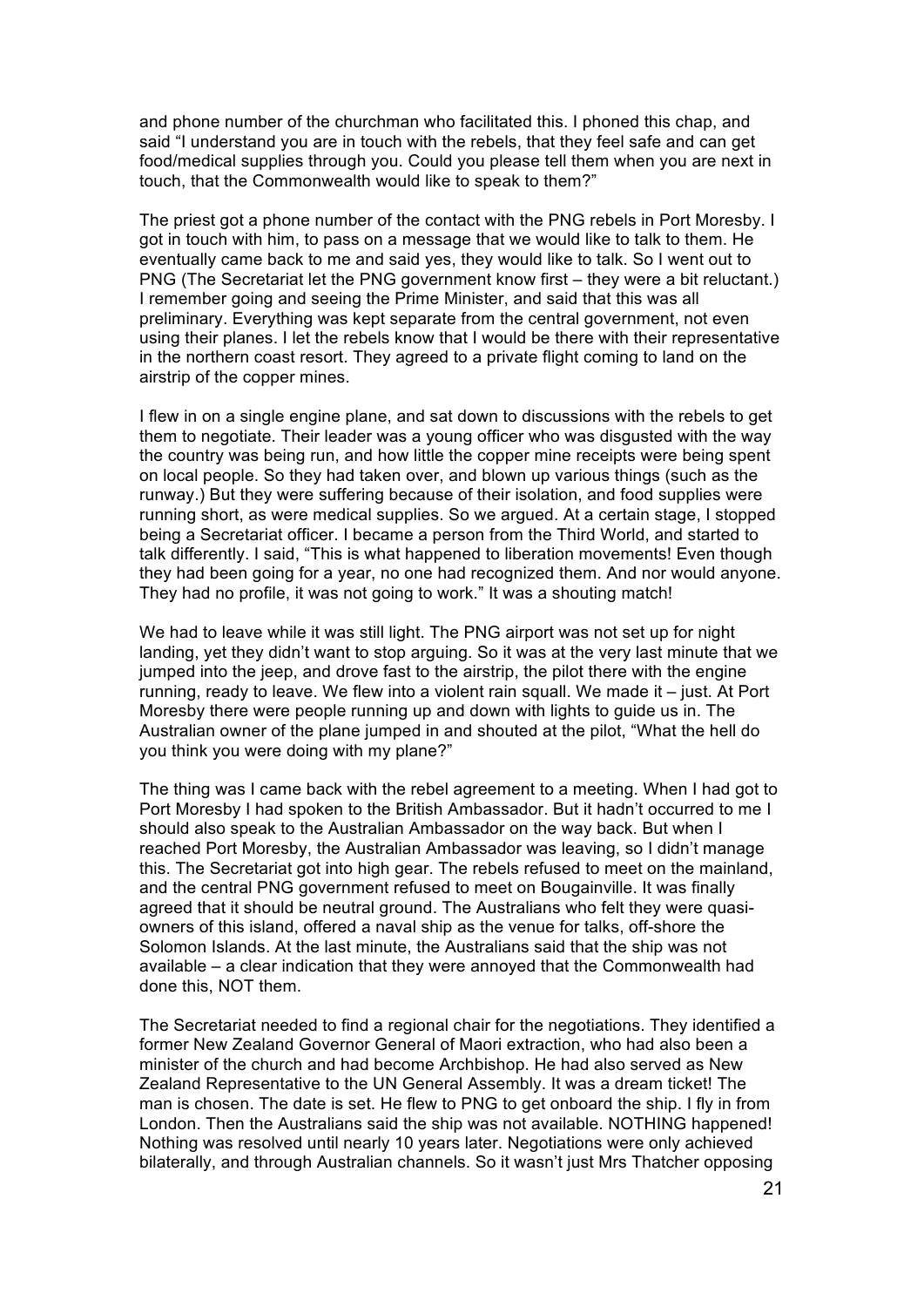and phone number of the churchman who facilitated this. I phoned this chap, and said "I understand you are in touch with the rebels, that they feel safe and can get food/medical supplies through you. Could you please tell them when you are next in touch, that the Commonwealth would like to speak to them?"

The priest got a phone number of the contact with the PNG rebels in Port Moresby. I got in touch with him, to pass on a message that we would like to talk to them. He eventually came back to me and said yes, they would like to talk. So I went out to PNG (The Secretariat let the PNG government know first – they were a bit reluctant.) I remember going and seeing the Prime Minister, and said that this was all preliminary. Everything was kept separate from the central government, not even using their planes. I let the rebels know that I would be there with their representative in the northern coast resort. They agreed to a private flight coming to land on the airstrip of the copper mines.

I flew in on a single engine plane, and sat down to discussions with the rebels to get them to negotiate. Their leader was a young officer who was disgusted with the way the country was being run, and how little the copper mine receipts were being spent on local people. So they had taken over, and blown up various things (such as the runway.) But they were suffering because of their isolation, and food supplies were running short, as were medical supplies. So we argued. At a certain stage, I stopped being a Secretariat officer. I became a person from the Third World, and started to talk differently. I said, "This is what happened to liberation movements! Even though they had been going for a year, no one had recognized them. And nor would anyone. They had no profile, it was not going to work." It was a shouting match!

We had to leave while it was still light. The PNG airport was not set up for night landing, yet they didn't want to stop arguing. So it was at the very last minute that we jumped into the jeep, and drove fast to the airstrip, the pilot there with the engine running, ready to leave. We flew into a violent rain squall. We made it – just. At Port Moresby there were people running up and down with lights to guide us in. The Australian owner of the plane jumped in and shouted at the pilot, "What the hell do you think you were doing with my plane?"

The thing was I came back with the rebel agreement to a meeting. When I had got to Port Moresby I had spoken to the British Ambassador. But it hadn't occurred to me I should also speak to the Australian Ambassador on the way back. But when I reached Port Moresby, the Australian Ambassador was leaving, so I didn't manage this. The Secretariat got into high gear. The rebels refused to meet on the mainland, and the central PNG government refused to meet on Bougainville. It was finally agreed that it should be neutral ground. The Australians who felt they were quasi-owners of this island, offered a naval ship as the venue for talks, off-shore the Solomon Islands. At the last minute, the Australians said that the ship was not available – a clear indication that they were annoyed that the Commonwealth had done this, NOT them.

The Secretariat needed to find a regional chair for the negotiations. They identified a former New Zealand Governor General of Maori extraction, who had also been a minister of the church and had become Archbishop. He had also served as New Zealand Representative to the UN General Assembly. It was a dream ticket! The man is chosen. The date is set. He flew to PNG to get onboard the ship. I fly in from London. Then the Australians said the ship was not available. NOTHING happened! Nothing was resolved until nearly 10 years later. Negotiations were only achieved bilaterally, and through Australian channels. So it wasn't just Mrs Thatcher opposing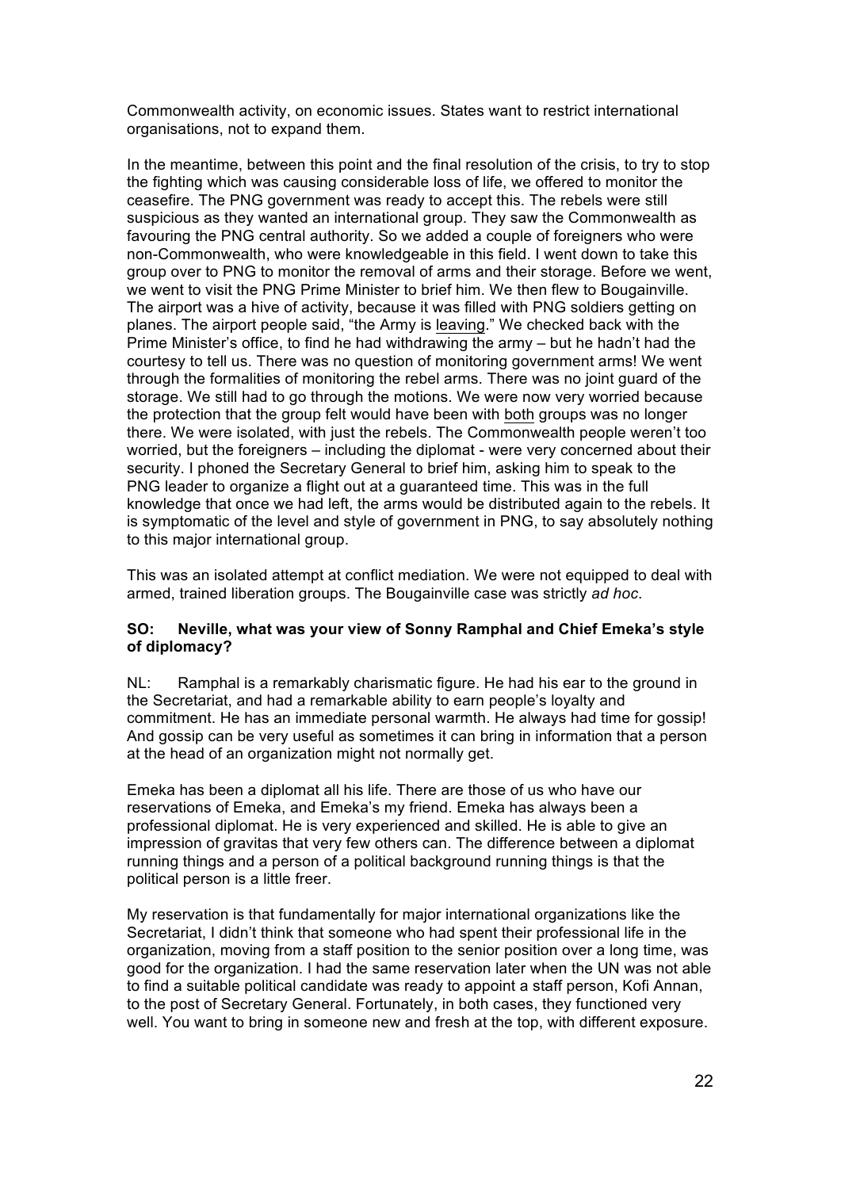Commonwealth activity, on economic issues. States want to restrict international organisations, not to expand them.

In the meantime, between this point and the final resolution of the crisis, to try to stop the fighting which was causing considerable loss of life, we offered to monitor the ceasefire. The PNG government was ready to accept this. The rebels were still suspicious as they wanted an international group. They saw the Commonwealth as favouring the PNG central authority. So we added a couple of foreigners who were non-Commonwealth, who were knowledgeable in this field. I went down to take this group over to PNG to monitor the removal of arms and their storage. Before we went, we went to visit the PNG Prime Minister to brief him. We then flew to Bougainville. The airport was a hive of activity, because it was filled with PNG soldiers getting on planes. The airport people said, "the Army is <u>leaving</u>." We checked back with the Prime Minister's office, to find he had withdrawing the army – but he hadn't had the courtesy to tell us. There was no question of monitoring government arms! We went through the formalities of monitoring the rebel arms. There was no joint guard of the storage. We still had to go through the motions. We were now very worried because the protection that the group felt would have been with <u>both</u> groups was no longer there. We were isolated, with just the rebels. The Commonwealth people weren't too worried, but the foreigners – including the diplomat - were very concerned about their security. I phoned the Secretary General to brief him, asking him to speak to the PNG leader to organize a flight out at a guaranteed time. This was in the full knowledge that once we had left, the arms would be distributed again to the rebels. It is symptomatic of the level and style of government in PNG, to say absolutely nothing to this major international group.

This was an isolated attempt at conflict mediation. We were not equipped to deal with armed, trained liberation groups. The Bougainville case was strictly *ad hoc*.

**SO: Neville, what was your view of Sonny Ramphal and Chief Emeka's style of diplomacy?**

NL: Ramphal is a remarkably charismatic figure. He had his ear to the ground in the Secretariat, and had a remarkable ability to earn people's loyalty and commitment. He has an immediate personal warmth. He always had time for gossip! And gossip can be very useful as sometimes it can bring in information that a person at the head of an organization might not normally get.

Emeka has been a diplomat all his life. There are those of us who have our reservations of Emeka, and Emeka's my friend. Emeka has always been a professional diplomat. He is very experienced and skilled. He is able to give an impression of gravitas that very few others can. The difference between a diplomat running things and a person of a political background running things is that the political person is a little freer.

My reservation is that fundamentally for major international organizations like the Secretariat, I didn't think that someone who had spent their professional life in the organization, moving from a staff position to the senior position over a long time, was good for the organization. I had the same reservation later when the UN was not able to find a suitable political candidate was ready to appoint a staff person, Kofi Annan, to the post of Secretary General. Fortunately, in both cases, they functioned very well. You want to bring in someone new and fresh at the top, with different exposure.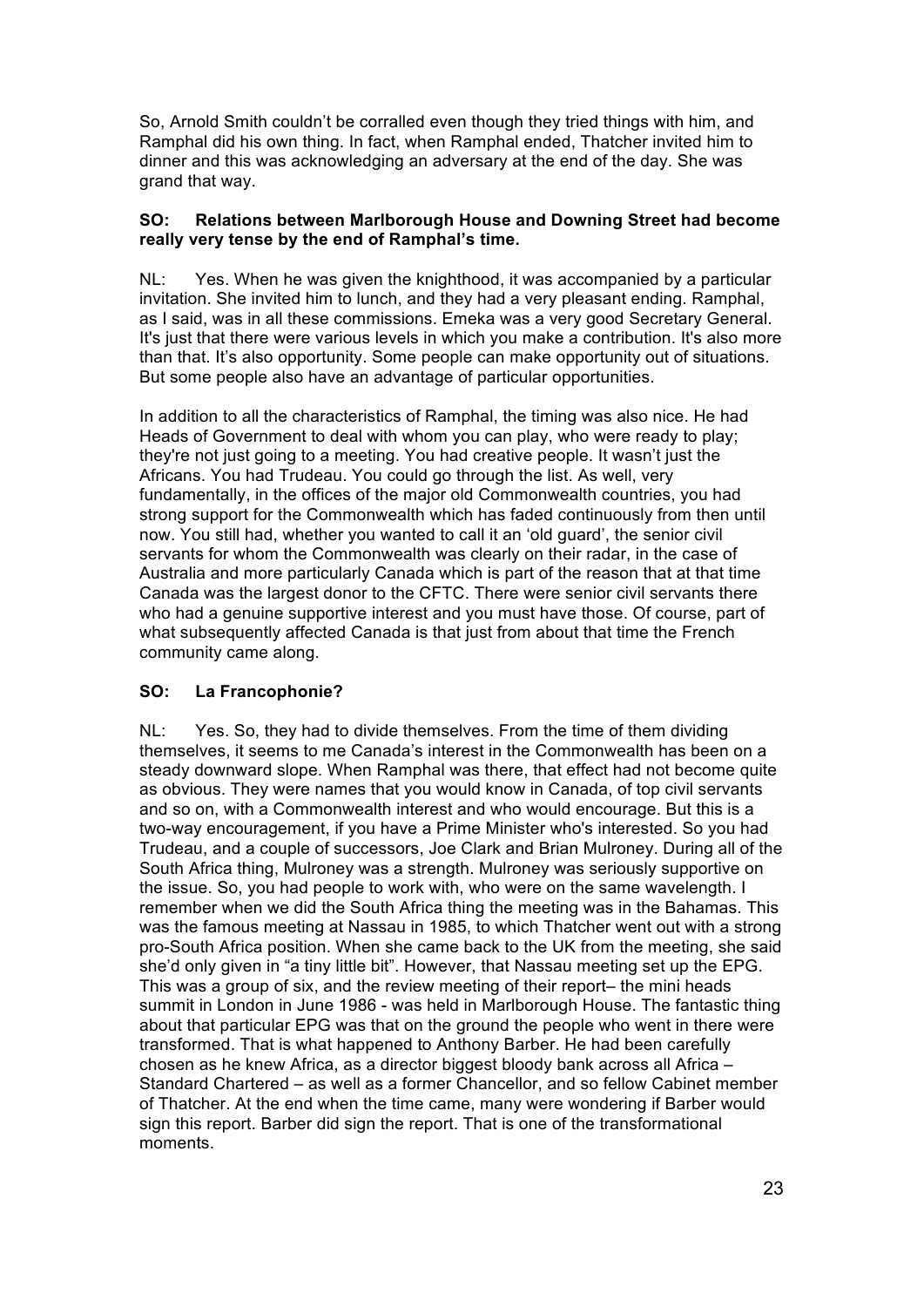So, Arnold Smith couldn't be corralled even though they tried things with him, and Ramphal did his own thing. In fact, when Ramphal ended, Thatcher invited him to dinner and this was acknowledging an adversary at the end of the day. She was grand that way.

**SO: Relations between Marlborough House and Downing Street had become really very tense by the end of Ramphal's time.**

NL: Yes. When he was given the knighthood, it was accompanied by a particular invitation. She invited him to lunch, and they had a very pleasant ending. Ramphal, as I said, was in all these commissions. Emeka was a very good Secretary General. It's just that there were various levels in which you make a contribution. It's also more than that. It's also opportunity. Some people can make opportunity out of situations. But some people also have an advantage of particular opportunities.

In addition to all the characteristics of Ramphal, the timing was also nice. He had Heads of Government to deal with whom you can play, who were ready to play; they're not just going to a meeting. You had creative people. It wasn't just the Africans. You had Trudeau. You could go through the list. As well, very fundamentally, in the offices of the major old Commonwealth countries, you had strong support for the Commonwealth which has faded continuously from then until now. You still had, whether you wanted to call it an 'old guard', the senior civil servants for whom the Commonwealth was clearly on their radar, in the case of Australia and more particularly Canada which is part of the reason that at that time Canada was the largest donor to the CFTC. There were senior civil servants there who had a genuine supportive interest and you must have those. Of course, part of what subsequently affected Canada is that just from about that time the French community came along.

**SO: La Francophonie?**

NL: Yes. So, they had to divide themselves. From the time of them dividing themselves, it seems to me Canada's interest in the Commonwealth has been on a steady downward slope. When Ramphal was there, that effect had not become quite as obvious. They were names that you would know in Canada, of top civil servants and so on, with a Commonwealth interest and who would encourage. But this is a two-way encouragement, if you have a Prime Minister who's interested. So you had Trudeau, and a couple of successors, Joe Clark and Brian Mulroney. During all of the South Africa thing, Mulroney was a strength. Mulroney was seriously supportive on the issue. So, you had people to work with, who were on the same wavelength. I remember when we did the South Africa thing the meeting was in the Bahamas. This was the famous meeting at Nassau in 1985, to which Thatcher went out with a strong pro-South Africa position. When she came back to the UK from the meeting, she said she'd only given in "a tiny little bit". However, that Nassau meeting set up the EPG. This was a group of six, and the review meeting of their report– the mini heads summit in London in June 1986 - was held in Marlborough House. The fantastic thing about that particular EPG was that on the ground the people who went in there were transformed. That is what happened to Anthony Barber. He had been carefully chosen as he knew Africa, as a director biggest bloody bank across all Africa – Standard Chartered – as well as a former Chancellor, and so fellow Cabinet member of Thatcher. At the end when the time came, many were wondering if Barber would sign this report. Barber did sign the report. That is one of the transformational moments.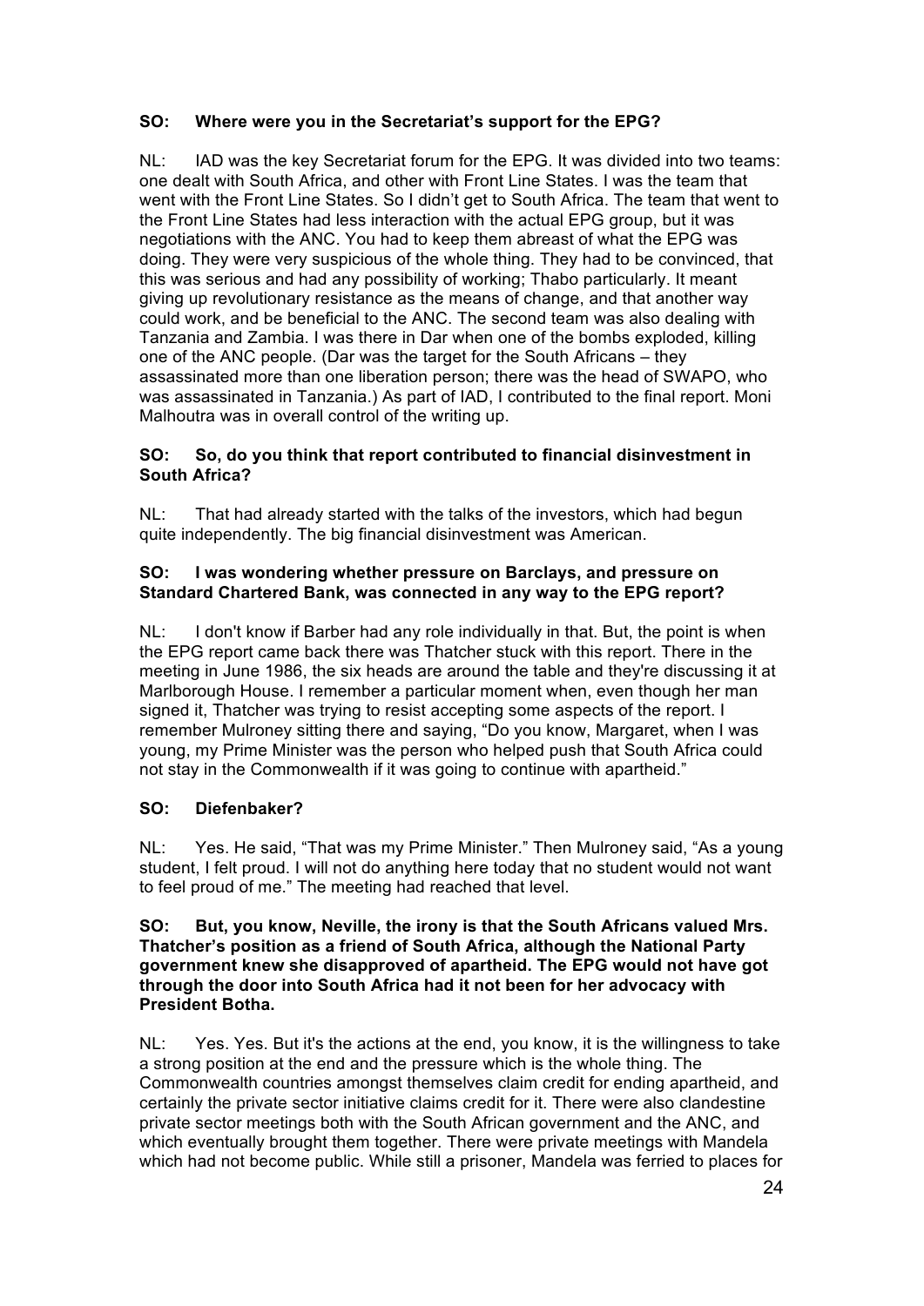**SO: Where were you in the Secretariat's support for the EPG?**

NL: IAD was the key Secretariat forum for the EPG. It was divided into two teams: one dealt with South Africa, and other with Front Line States. I was the team that went with the Front Line States. So I didn't get to South Africa. The team that went to the Front Line States had less interaction with the actual EPG group, but it was negotiations with the ANC. You had to keep them abreast of what the EPG was doing. They were very suspicious of the whole thing. They had to be convinced, that this was serious and had any possibility of working; Thabo particularly. It meant giving up revolutionary resistance as the means of change, and that another way could work, and be beneficial to the ANC. The second team was also dealing with Tanzania and Zambia. I was there in Dar when one of the bombs exploded, killing one of the ANC people. (Dar was the target for the South Africans – they assassinated more than one liberation person; there was the head of SWAPO, who was assassinated in Tanzania.) As part of IAD, I contributed to the final report. Moni Malhoutra was in overall control of the writing up.

**SO: So, do you think that report contributed to financial disinvestment in South Africa?**

NL: That had already started with the talks of the investors, which had begun quite independently. The big financial disinvestment was American.

**SO: I was wondering whether pressure on Barclays, and pressure on Standard Chartered Bank, was connected in any way to the EPG report?**

NL: I don't know if Barber had any role individually in that. But, the point is when the EPG report came back there was Thatcher stuck with this report. There in the meeting in June 1986, the six heads are around the table and they're discussing it at Marlborough House. I remember a particular moment when, even though her man signed it, Thatcher was trying to resist accepting some aspects of the report. I remember Mulroney sitting there and saying, "Do you know, Margaret, when I was young, my Prime Minister was the person who helped push that South Africa could not stay in the Commonwealth if it was going to continue with apartheid."

**SO: Diefenbaker?**

NL: Yes. He said, "That was my Prime Minister." Then Mulroney said, "As a young student, I felt proud. I will not do anything here today that no student would not want to feel proud of me." The meeting had reached that level.

**SO: But, you know, Neville, the irony is that the South Africans valued Mrs. Thatcher's position as a friend of South Africa, although the National Party government knew she disapproved of apartheid. The EPG would not have got through the door into South Africa had it not been for her advocacy with President Botha.**

NL: Yes. Yes. But it's the actions at the end, you know, it is the willingness to take a strong position at the end and the pressure which is the whole thing. The Commonwealth countries amongst themselves claim credit for ending apartheid, and certainly the private sector initiative claims credit for it. There were also clandestine private sector meetings both with the South African government and the ANC, and which eventually brought them together. There were private meetings with Mandela which had not become public. While still a prisoner, Mandela was ferried to places for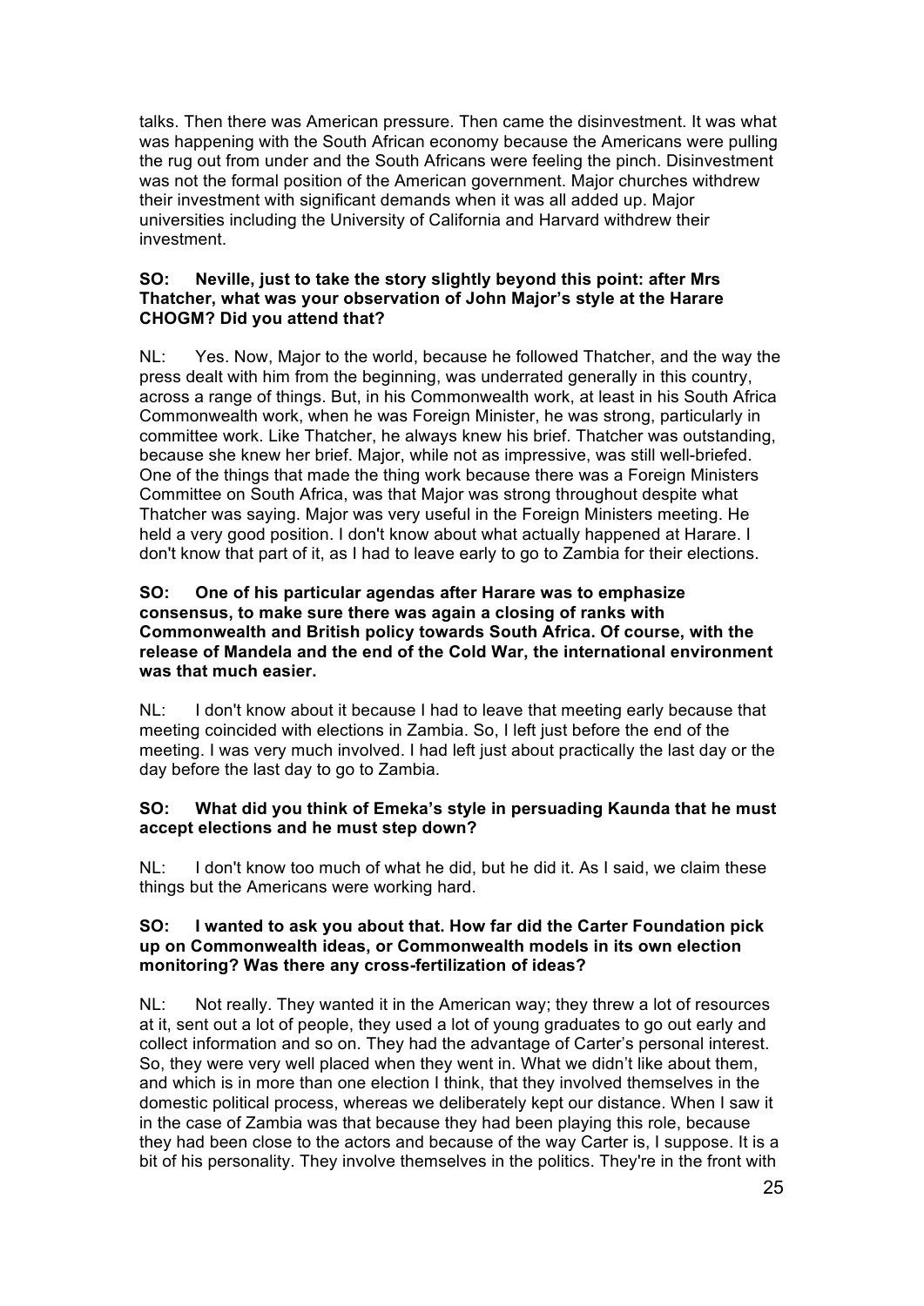talks. Then there was American pressure. Then came the disinvestment. It was what was happening with the South African economy because the Americans were pulling the rug out from under and the South Africans were feeling the pinch. Disinvestment was not the formal position of the American government. Major churches withdrew their investment with significant demands when it was all added up. Major universities including the University of California and Harvard withdrew their investment.

**SO: Neville, just to take the story slightly beyond this point: after Mrs Thatcher, what was your observation of John Major's style at the Harare CHOGM? Did you attend that?**

NL: Yes. Now, Major to the world, because he followed Thatcher, and the way the press dealt with him from the beginning, was underrated generally in this country, across a range of things. But, in his Commonwealth work, at least in his South Africa Commonwealth work, when he was Foreign Minister, he was strong, particularly in committee work. Like Thatcher, he always knew his brief. Thatcher was outstanding, because she knew her brief. Major, while not as impressive, was still well-briefed. One of the things that made the thing work because there was a Foreign Ministers Committee on South Africa, was that Major was strong throughout despite what Thatcher was saying. Major was very useful in the Foreign Ministers meeting. He held a very good position. I don't know about what actually happened at Harare. I don't know that part of it, as I had to leave early to go to Zambia for their elections.

**SO: One of his particular agendas after Harare was to emphasize consensus, to make sure there was again a closing of ranks with Commonwealth and British policy towards South Africa. Of course, with the release of Mandela and the end of the Cold War, the international environment was that much easier.**

NL: I don't know about it because I had to leave that meeting early because that meeting coincided with elections in Zambia. So, I left just before the end of the meeting. I was very much involved. I had left just about practically the last day or the day before the last day to go to Zambia.

**SO: What did you think of Emeka's style in persuading Kaunda that he must accept elections and he must step down?**

NL: I don't know too much of what he did, but he did it. As I said, we claim these things but the Americans were working hard.

**SO: I wanted to ask you about that. How far did the Carter Foundation pick up on Commonwealth ideas, or Commonwealth models in its own election monitoring? Was there any cross-fertilization of ideas?**

NL: Not really. They wanted it in the American way; they threw a lot of resources at it, sent out a lot of people, they used a lot of young graduates to go out early and collect information and so on. They had the advantage of Carter's personal interest. So, they were very well placed when they went in. What we didn't like about them, and which is in more than one election I think, that they involved themselves in the domestic political process, whereas we deliberately kept our distance. When I saw it in the case of Zambia was that because they had been playing this role, because they had been close to the actors and because of the way Carter is, I suppose. It is a bit of his personality. They involve themselves in the politics. They're in the front with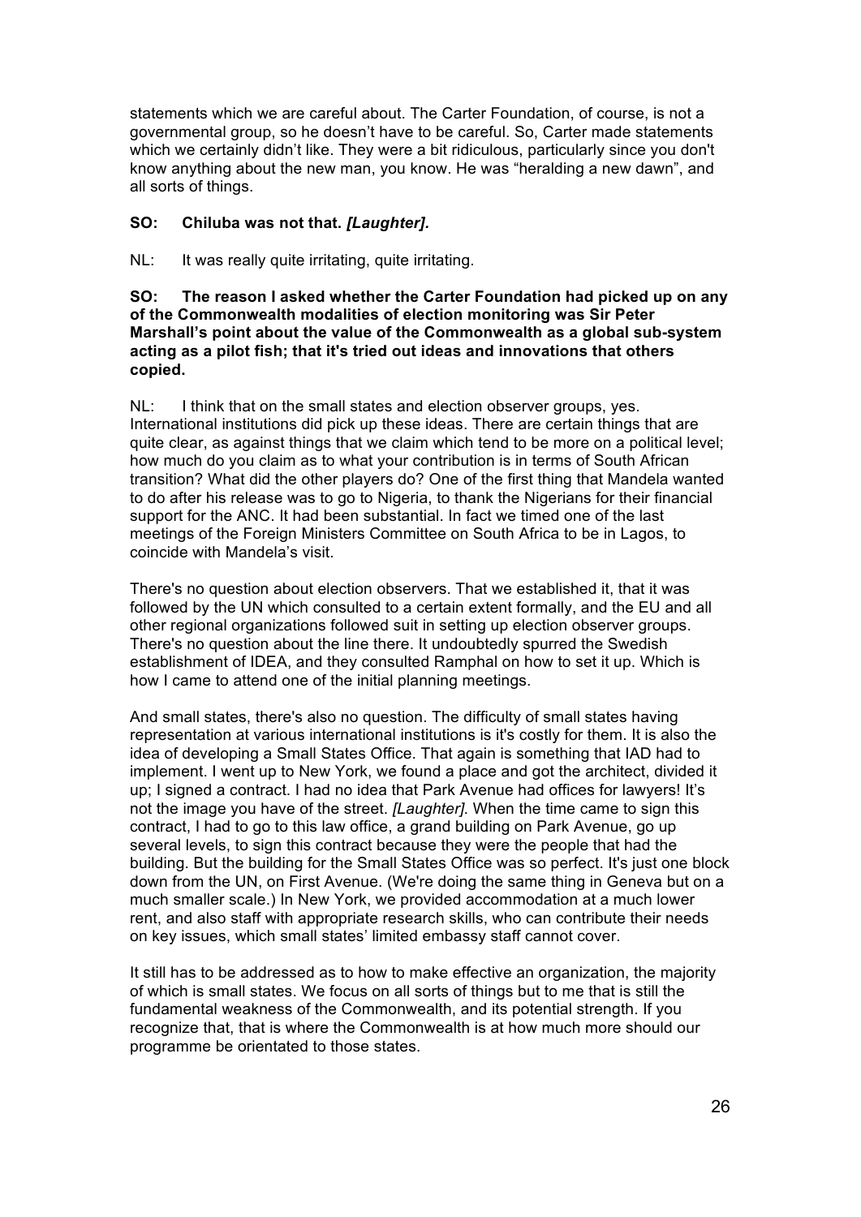statements which we are careful about. The Carter Foundation, of course, is not a governmental group, so he doesn't have to be careful. So, Carter made statements which we certainly didn't like. They were a bit ridiculous, particularly since you don't know anything about the new man, you know. He was "heralding a new dawn", and all sorts of things.

**SO: Chiluba was not that.** ***[Laughter].***

NL: It was really quite irritating, quite irritating.

**SO: The reason I asked whether the Carter Foundation had picked up on any of the Commonwealth modalities of election monitoring was Sir Peter Marshall's point about the value of the Commonwealth as a global sub-system acting as a pilot fish; that it's tried out ideas and innovations that others copied.**

NL: I think that on the small states and election observer groups, yes. International institutions did pick up these ideas. There are certain things that are quite clear, as against things that we claim which tend to be more on a political level; how much do you claim as to what your contribution is in terms of South African transition? What did the other players do? One of the first thing that Mandela wanted to do after his release was to go to Nigeria, to thank the Nigerians for their financial support for the ANC. It had been substantial. In fact we timed one of the last meetings of the Foreign Ministers Committee on South Africa to be in Lagos, to coincide with Mandela's visit.

There's no question about election observers. That we established it, that it was followed by the UN which consulted to a certain extent formally, and the EU and all other regional organizations followed suit in setting up election observer groups. There's no question about the line there. It undoubtedly spurred the Swedish establishment of IDEA, and they consulted Ramphal on how to set it up. Which is how I came to attend one of the initial planning meetings.

And small states, there's also no question. The difficulty of small states having representation at various international institutions is it's costly for them. It is also the idea of developing a Small States Office. That again is something that IAD had to implement. I went up to New York, we found a place and got the architect, divided it up; I signed a contract. I had no idea that Park Avenue had offices for lawyers! It's not the image you have of the street. *[Laughter].* When the time came to sign this contract, I had to go to this law office, a grand building on Park Avenue, go up several levels, to sign this contract because they were the people that had the building. But the building for the Small States Office was so perfect. It's just one block down from the UN, on First Avenue. (We're doing the same thing in Geneva but on a much smaller scale.) In New York, we provided accommodation at a much lower rent, and also staff with appropriate research skills, who can contribute their needs on key issues, which small states' limited embassy staff cannot cover.

It still has to be addressed as to how to make effective an organization, the majority of which is small states. We focus on all sorts of things but to me that is still the fundamental weakness of the Commonwealth, and its potential strength. If you recognize that, that is where the Commonwealth is at how much more should our programme be orientated to those states.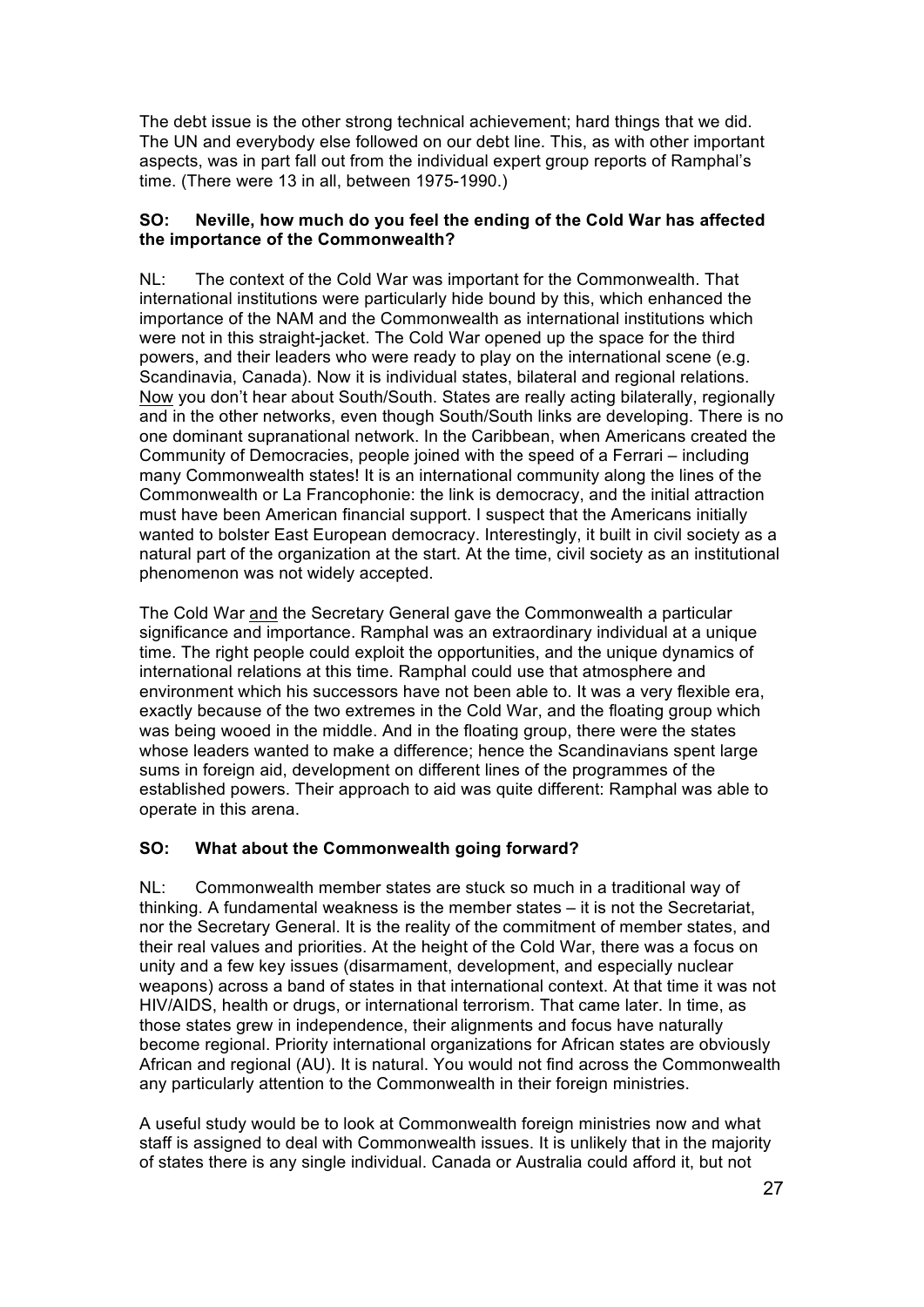The debt issue is the other strong technical achievement; hard things that we did. The UN and everybody else followed on our debt line. This, as with other important aspects, was in part fall out from the individual expert group reports of Ramphal's time. (There were 13 in all, between 1975-1990.)

**SO: Neville, how much do you feel the ending of the Cold War has affected the importance of the Commonwealth?**

NL: The context of the Cold War was important for the Commonwealth. That international institutions were particularly hide bound by this, which enhanced the importance of the NAM and the Commonwealth as international institutions which were not in this straight-jacket. The Cold War opened up the space for the third powers, and their leaders who were ready to play on the international scene (e.g. Scandinavia, Canada). Now it is individual states, bilateral and regional relations. Now you don't hear about South/South. States are really acting bilaterally, regionally and in the other networks, even though South/South links are developing. There is no one dominant supranational network. In the Caribbean, when Americans created the Community of Democracies, people joined with the speed of a Ferrari – including many Commonwealth states! It is an international community along the lines of the Commonwealth or La Francophonie: the link is democracy, and the initial attraction must have been American financial support. I suspect that the Americans initially wanted to bolster East European democracy. Interestingly, it built in civil society as a natural part of the organization at the start. At the time, civil society as an institutional phenomenon was not widely accepted.

The Cold War and the Secretary General gave the Commonwealth a particular significance and importance. Ramphal was an extraordinary individual at a unique time. The right people could exploit the opportunities, and the unique dynamics of international relations at this time. Ramphal could use that atmosphere and environment which his successors have not been able to. It was a very flexible era, exactly because of the two extremes in the Cold War, and the floating group which was being wooed in the middle. And in the floating group, there were the states whose leaders wanted to make a difference; hence the Scandinavians spent large sums in foreign aid, development on different lines of the programmes of the established powers. Their approach to aid was quite different: Ramphal was able to operate in this arena.

**SO: What about the Commonwealth going forward?**

NL: Commonwealth member states are stuck so much in a traditional way of thinking. A fundamental weakness is the member states – it is not the Secretariat, nor the Secretary General. It is the reality of the commitment of member states, and their real values and priorities. At the height of the Cold War, there was a focus on unity and a few key issues (disarmament, development, and especially nuclear weapons) across a band of states in that international context. At that time it was not HIV/AIDS, health or drugs, or international terrorism. That came later. In time, as those states grew in independence, their alignments and focus have naturally become regional. Priority international organizations for African states are obviously African and regional (AU). It is natural. You would not find across the Commonwealth any particularly attention to the Commonwealth in their foreign ministries.

A useful study would be to look at Commonwealth foreign ministries now and what staff is assigned to deal with Commonwealth issues. It is unlikely that in the majority of states there is any single individual. Canada or Australia could afford it, but not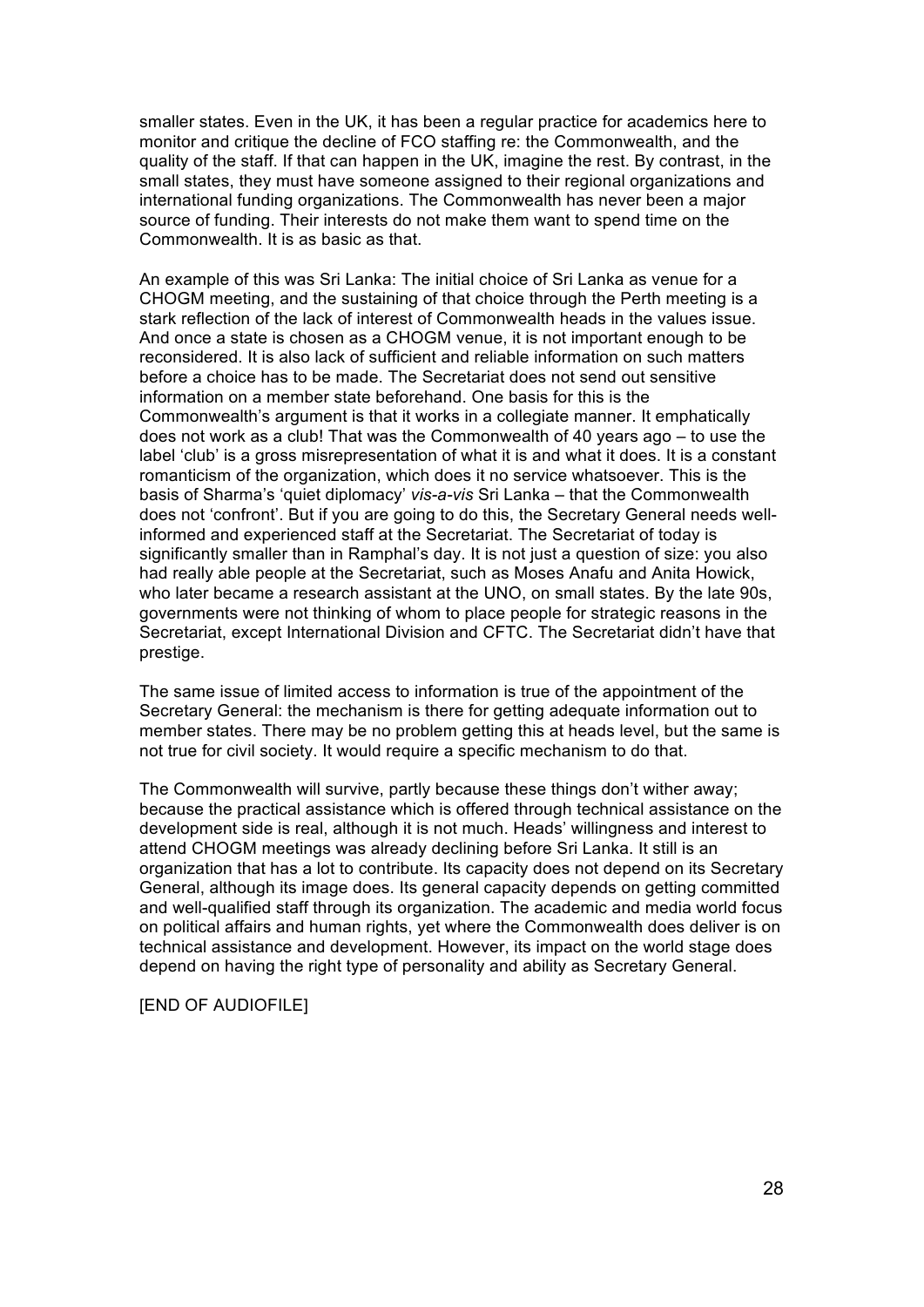smaller states. Even in the UK, it has been a regular practice for academics here to monitor and critique the decline of FCO staffing re: the Commonwealth, and the quality of the staff. If that can happen in the UK, imagine the rest. By contrast, in the small states, they must have someone assigned to their regional organizations and international funding organizations. The Commonwealth has never been a major source of funding. Their interests do not make them want to spend time on the Commonwealth. It is as basic as that.

An example of this was Sri Lanka: The initial choice of Sri Lanka as venue for a CHOGM meeting, and the sustaining of that choice through the Perth meeting is a stark reflection of the lack of interest of Commonwealth heads in the values issue. And once a state is chosen as a CHOGM venue, it is not important enough to be reconsidered. It is also lack of sufficient and reliable information on such matters before a choice has to be made. The Secretariat does not send out sensitive information on a member state beforehand. One basis for this is the Commonwealth's argument is that it works in a collegiate manner. It emphatically does not work as a club! That was the Commonwealth of 40 years ago – to use the label 'club' is a gross misrepresentation of what it is and what it does. It is a constant romanticism of the organization, which does it no service whatsoever. This is the basis of Sharma's 'quiet diplomacy' *vis-a-vis* Sri Lanka – that the Commonwealth does not 'confront'. But if you are going to do this, the Secretary General needs well-informed and experienced staff at the Secretariat. The Secretariat of today is significantly smaller than in Ramphal's day. It is not just a question of size: you also had really able people at the Secretariat, such as Moses Anafu and Anita Howick, who later became a research assistant at the UNO, on small states. By the late 90s, governments were not thinking of whom to place people for strategic reasons in the Secretariat, except International Division and CFTC. The Secretariat didn't have that prestige.

The same issue of limited access to information is true of the appointment of the Secretary General: the mechanism is there for getting adequate information out to member states. There may be no problem getting this at heads level, but the same is not true for civil society. It would require a specific mechanism to do that.

The Commonwealth will survive, partly because these things don't wither away; because the practical assistance which is offered through technical assistance on the development side is real, although it is not much. Heads' willingness and interest to attend CHOGM meetings was already declining before Sri Lanka. It still is an organization that has a lot to contribute. Its capacity does not depend on its Secretary General, although its image does. Its general capacity depends on getting committed and well-qualified staff through its organization. The academic and media world focus on political affairs and human rights, yet where the Commonwealth does deliver is on technical assistance and development. However, its impact on the world stage does depend on having the right type of personality and ability as Secretary General.

[END OF AUDIOFILE]